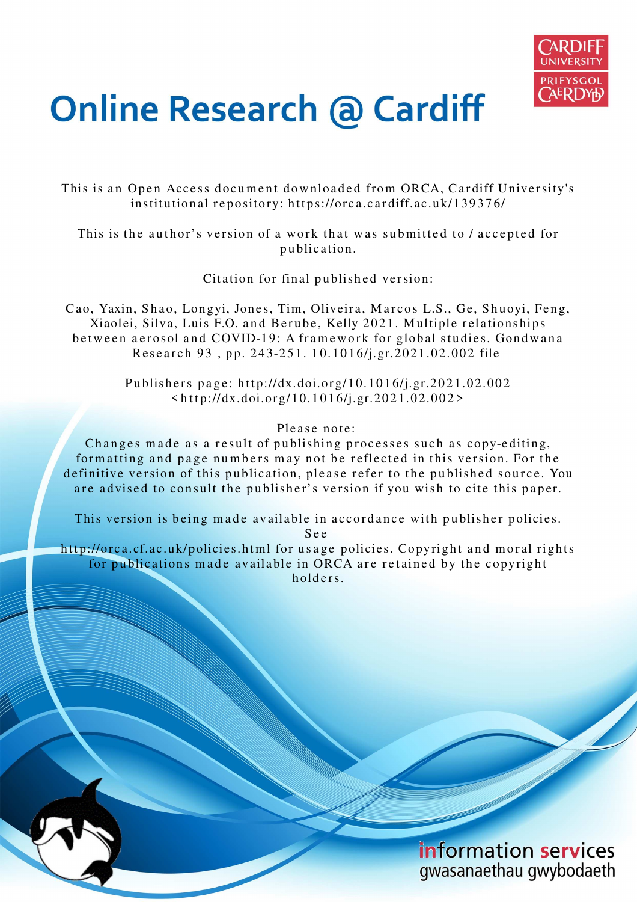# Online Research @ Cardiff

This is an Open Access document downloaded from ORCA, Cardiff University's institutional repository: https://orca.cardiff.ac.uk/139376/

This is the author's version of a work that was submitted to / accepted for publication.

Citation for final published version:

Cao, Yaxin, Shao, Longyi, Jones, Tim, Oliveira, Marcos L.S., Ge, Shuoyi, Feng, Xiaolei, Silva, Luis F.O. and Berube, Kelly 2021. Multiple relationships between aerosol and COVID-19: A framework for global studies. Gondwana Research 93 , pp. 243-251. 10.1016/j.gr.2021.02.002 file

Publishers page: http://dx.doi.org/10.1016/j.gr.2021.02.002 <http://dx.doi.org/10.1016/j.gr.2021.02.002>

Please note:
Changes made as a result of publishing processes such as copy-editing, formatting and page numbers may not be reflected in this version. For the definitive version of this publication, please refer to the published source. You are advised to consult the publisher's version if you wish to cite this paper.

This version is being made available in accordance with publisher policies. See
http://orca.cf.ac.uk/policies.html for usage policies. Copyright and moral rights for publications made available in ORCA are retained by the copyright holders.

information services
gwasanaethau gwybodaeth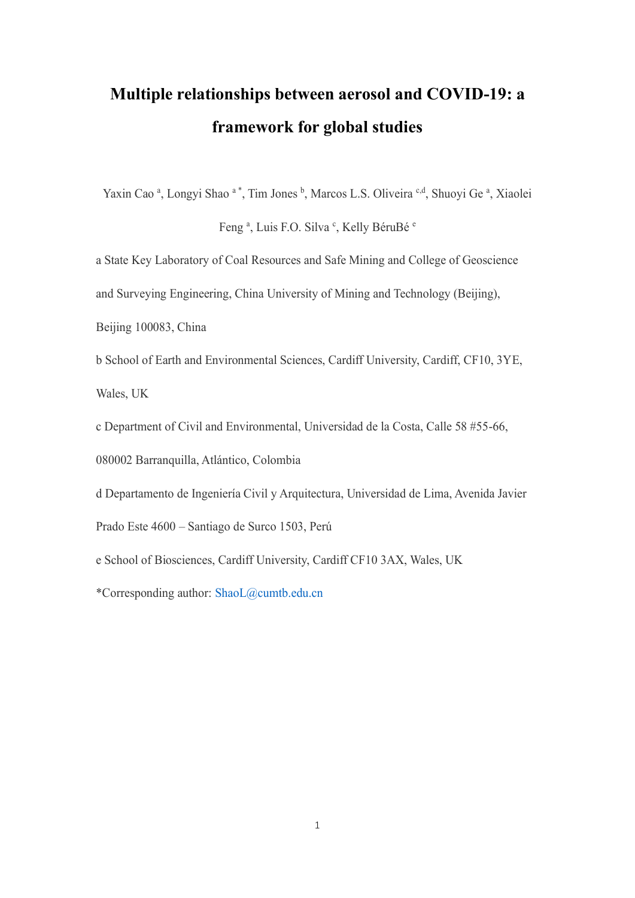# Multiple relationships between aerosol and COVID-19: a framework for global studies

Yaxin Cao [a], Longyi Shao [a *], Tim Jones [b], Marcos L.S. Oliveira [c,d], Shuoyi Ge [a], Xiaolei Feng [a], Luis F.O. Silva [c], Kelly BéruBé [e]

a State Key Laboratory of Coal Resources and Safe Mining and College of Geoscience and Surveying Engineering, China University of Mining and Technology (Beijing), Beijing 100083, China

b School of Earth and Environmental Sciences, Cardiff University, Cardiff, CF10, 3YE, Wales, UK

c Department of Civil and Environmental, Universidad de la Costa, Calle 58 #55-66, 080002 Barranquilla, Atlántico, Colombia

d Departamento de Ingeniería Civil y Arquitectura, Universidad de Lima, Avenida Javier Prado Este 4600 – Santiago de Surco 1503, Perú

e School of Biosciences, Cardiff University, Cardiff CF10 3AX, Wales, UK

*Corresponding author: ShaoL@cumtb.edu.cn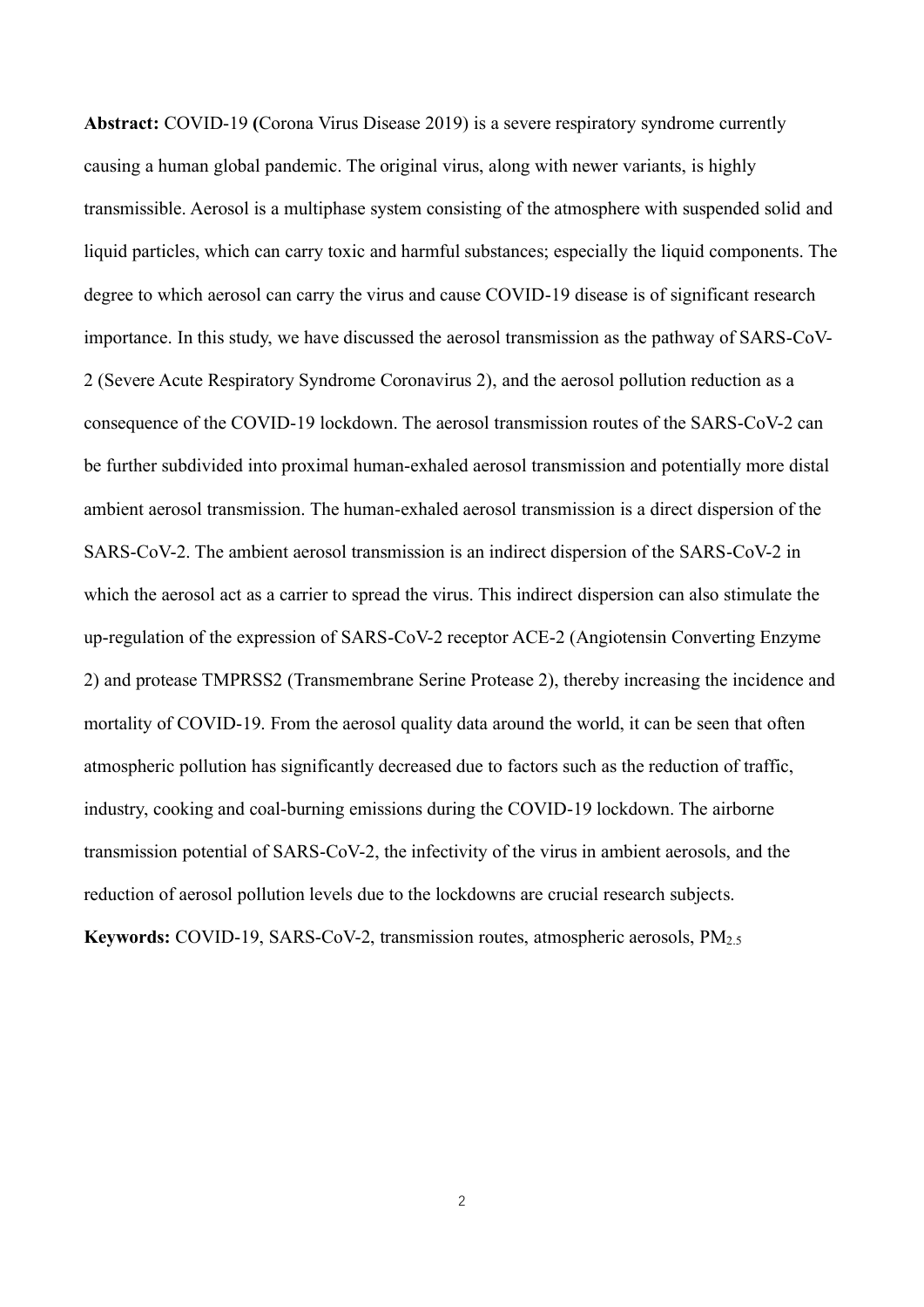**Abstract:** COVID-19 **(**Corona Virus Disease 2019) is a severe respiratory syndrome currently causing a human global pandemic. The original virus, along with newer variants, is highly transmissible. Aerosol is a multiphase system consisting of the atmosphere with suspended solid and liquid particles, which can carry toxic and harmful substances; especially the liquid components. The degree to which aerosol can carry the virus and cause COVID-19 disease is of significant research importance. In this study, we have discussed the aerosol transmission as the pathway of SARS-CoV-2 (Severe Acute Respiratory Syndrome Coronavirus 2), and the aerosol pollution reduction as a consequence of the COVID-19 lockdown. The aerosol transmission routes of the SARS-CoV-2 can be further subdivided into proximal human-exhaled aerosol transmission and potentially more distal ambient aerosol transmission. The human-exhaled aerosol transmission is a direct dispersion of the SARS-CoV-2. The ambient aerosol transmission is an indirect dispersion of the SARS-CoV-2 in which the aerosol act as a carrier to spread the virus. This indirect dispersion can also stimulate the up-regulation of the expression of SARS-CoV-2 receptor ACE-2 (Angiotensin Converting Enzyme 2) and protease TMPRSS2 (Transmembrane Serine Protease 2), thereby increasing the incidence and mortality of COVID-19. From the aerosol quality data around the world, it can be seen that often atmospheric pollution has significantly decreased due to factors such as the reduction of traffic, industry, cooking and coal-burning emissions during the COVID-19 lockdown. The airborne transmission potential of SARS-CoV-2, the infectivity of the virus in ambient aerosols, and the reduction of aerosol pollution levels due to the lockdowns are crucial research subjects.

**Keywords:** COVID-19, SARS-CoV-2, transmission routes, atmospheric aerosols, $PM_{2.5}$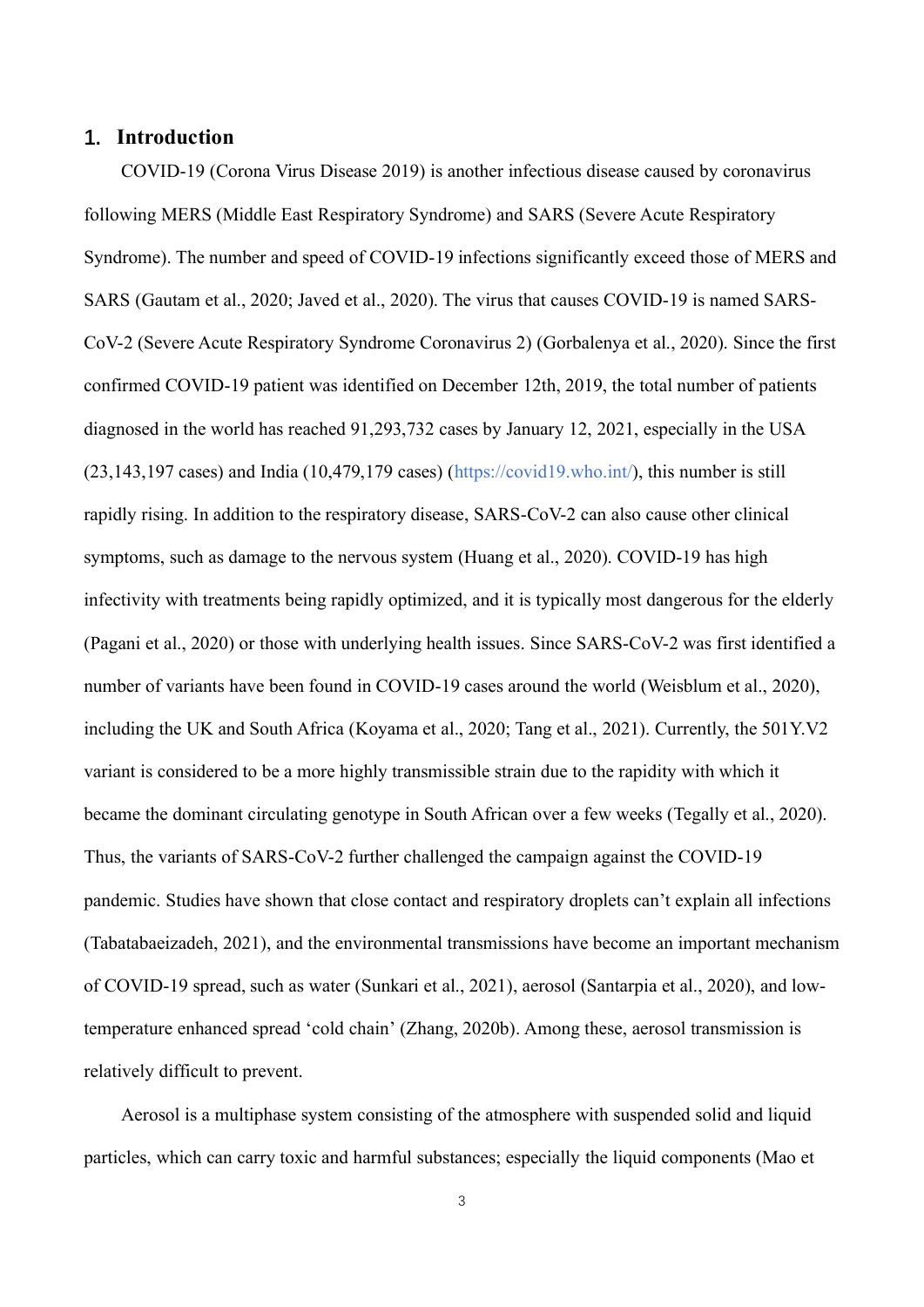# 1. Introduction

COVID-19 (Corona Virus Disease 2019) is another infectious disease caused by coronavirus following MERS (Middle East Respiratory Syndrome) and SARS (Severe Acute Respiratory Syndrome). The number and speed of COVID-19 infections significantly exceed those of MERS and SARS (Gautam et al., 2020; Javed et al., 2020). The virus that causes COVID-19 is named SARS-CoV-2 (Severe Acute Respiratory Syndrome Coronavirus 2) (Gorbalenya et al., 2020). Since the first confirmed COVID-19 patient was identified on December 12th, 2019, the total number of patients diagnosed in the world has reached 91,293,732 cases by January 12, 2021, especially in the USA (23,143,197 cases) and India (10,479,179 cases) (https://covid19.who.int/), this number is still rapidly rising. In addition to the respiratory disease, SARS-CoV-2 can also cause other clinical symptoms, such as damage to the nervous system (Huang et al., 2020). COVID-19 has high infectivity with treatments being rapidly optimized, and it is typically most dangerous for the elderly (Pagani et al., 2020) or those with underlying health issues. Since SARS-CoV-2 was first identified a number of variants have been found in COVID-19 cases around the world (Weisblum et al., 2020), including the UK and South Africa (Koyama et al., 2020; Tang et al., 2021). Currently, the 501Y.V2 variant is considered to be a more highly transmissible strain due to the rapidity with which it became the dominant circulating genotype in South African over a few weeks (Tegally et al., 2020). Thus, the variants of SARS-CoV-2 further challenged the campaign against the COVID-19 pandemic. Studies have shown that close contact and respiratory droplets can't explain all infections (Tabatabaeizadeh, 2021), and the environmental transmissions have become an important mechanism of COVID-19 spread, such as water (Sunkari et al., 2021), aerosol (Santarpia et al., 2020), and low-temperature enhanced spread 'cold chain' (Zhang, 2020b). Among these, aerosol transmission is relatively difficult to prevent.

Aerosol is a multiphase system consisting of the atmosphere with suspended solid and liquid particles, which can carry toxic and harmful substances; especially the liquid components (Mao et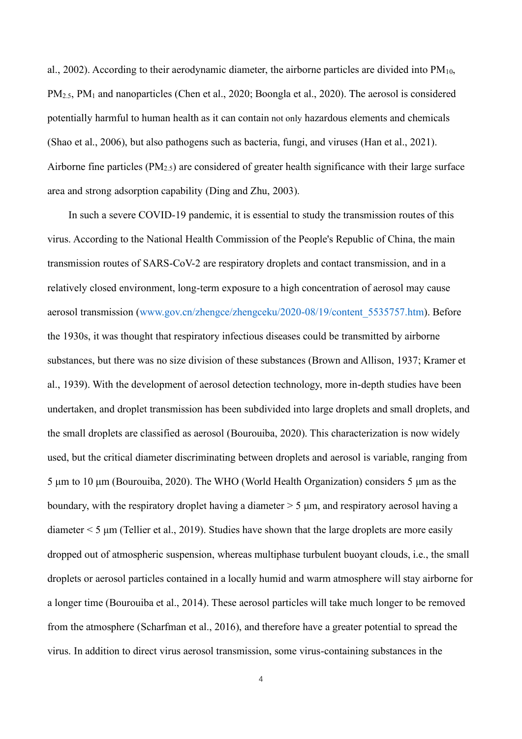al., 2002). According to their aerodynamic diameter, the airborne particles are divided into $PM_{10}$, $PM_{2.5}$, $PM_1$ and nanoparticles (Chen et al., 2020; Boongla et al., 2020). The aerosol is considered potentially harmful to human health as it can contain not only hazardous elements and chemicals (Shao et al., 2006), but also pathogens such as bacteria, fungi, and viruses (Han et al., 2021). Airborne fine particles ($PM_{2.5}$) are considered of greater health significance with their large surface area and strong adsorption capability (Ding and Zhu, 2003).

In such a severe COVID-19 pandemic, it is essential to study the transmission routes of this virus. According to the National Health Commission of the People's Republic of China, the main transmission routes of SARS-CoV-2 are respiratory droplets and contact transmission, and in a relatively closed environment, long-term exposure to a high concentration of aerosol may cause aerosol transmission (www.gov.cn/zhengce/zhengceku/2020-08/19/content_5535757.htm). Before the 1930s, it was thought that respiratory infectious diseases could be transmitted by airborne substances, but there was no size division of these substances (Brown and Allison, 1937; Kramer et al., 1939). With the development of aerosol detection technology, more in-depth studies have been undertaken, and droplet transmission has been subdivided into large droplets and small droplets, and the small droplets are classified as aerosol (Bourouiba, 2020). This characterization is now widely used, but the critical diameter discriminating between droplets and aerosol is variable, ranging from 5 μm to 10 μm (Bourouiba, 2020). The WHO (World Health Organization) considers 5 μm as the boundary, with the respiratory droplet having a diameter > 5 μm, and respiratory aerosol having a diameter < 5 μm (Tellier et al., 2019). Studies have shown that the large droplets are more easily dropped out of atmospheric suspension, whereas multiphase turbulent buoyant clouds, i.e., the small droplets or aerosol particles contained in a locally humid and warm atmosphere will stay airborne for a longer time (Bourouiba et al., 2014). These aerosol particles will take much longer to be removed from the atmosphere (Scharfman et al., 2016), and therefore have a greater potential to spread the virus. In addition to direct virus aerosol transmission, some virus-containing substances in the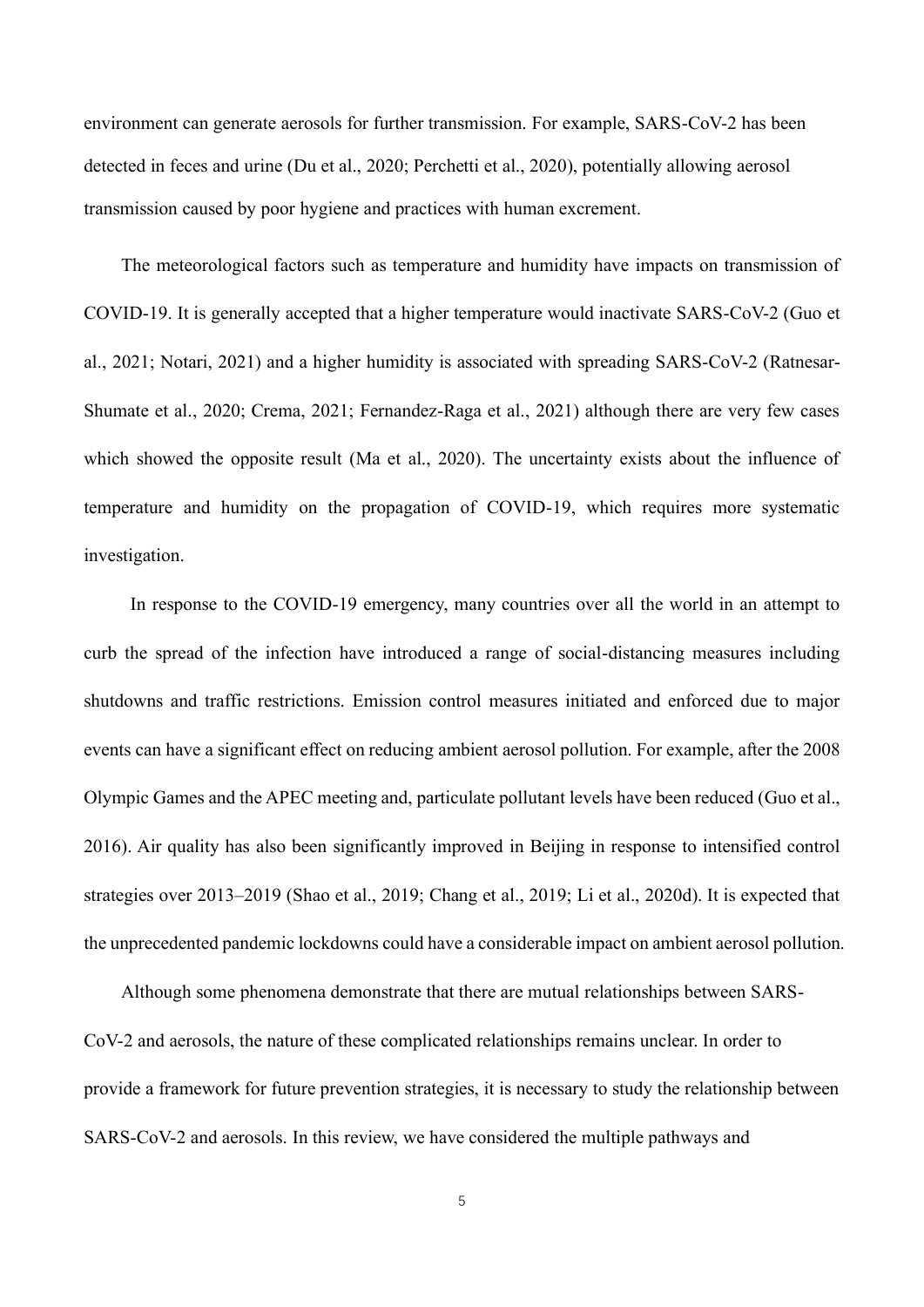environment can generate aerosols for further transmission. For example, SARS-CoV-2 has been detected in feces and urine (Du et al., 2020; Perchetti et al., 2020), potentially allowing aerosol transmission caused by poor hygiene and practices with human excrement.

The meteorological factors such as temperature and humidity have impacts on transmission of COVID-19. It is generally accepted that a higher temperature would inactivate SARS-CoV-2 (Guo et al., 2021; Notari, 2021) and a higher humidity is associated with spreading SARS-CoV-2 (Ratnesar-Shumate et al., 2020; Crema, 2021; Fernandez-Raga et al., 2021) although there are very few cases which showed the opposite result (Ma et al., 2020). The uncertainty exists about the influence of temperature and humidity on the propagation of COVID-19, which requires more systematic investigation.

In response to the COVID-19 emergency, many countries over all the world in an attempt to curb the spread of the infection have introduced a range of social-distancing measures including shutdowns and traffic restrictions. Emission control measures initiated and enforced due to major events can have a significant effect on reducing ambient aerosol pollution. For example, after the 2008 Olympic Games and the APEC meeting and, particulate pollutant levels have been reduced (Guo et al., 2016). Air quality has also been significantly improved in Beijing in response to intensified control strategies over 2013–2019 (Shao et al., 2019; Chang et al., 2019; Li et al., 2020d). It is expected that the unprecedented pandemic lockdowns could have a considerable impact on ambient aerosol pollution.

Although some phenomena demonstrate that there are mutual relationships between SARS-CoV-2 and aerosols, the nature of these complicated relationships remains unclear. In order to provide a framework for future prevention strategies, it is necessary to study the relationship between SARS-CoV-2 and aerosols. In this review, we have considered the multiple pathways and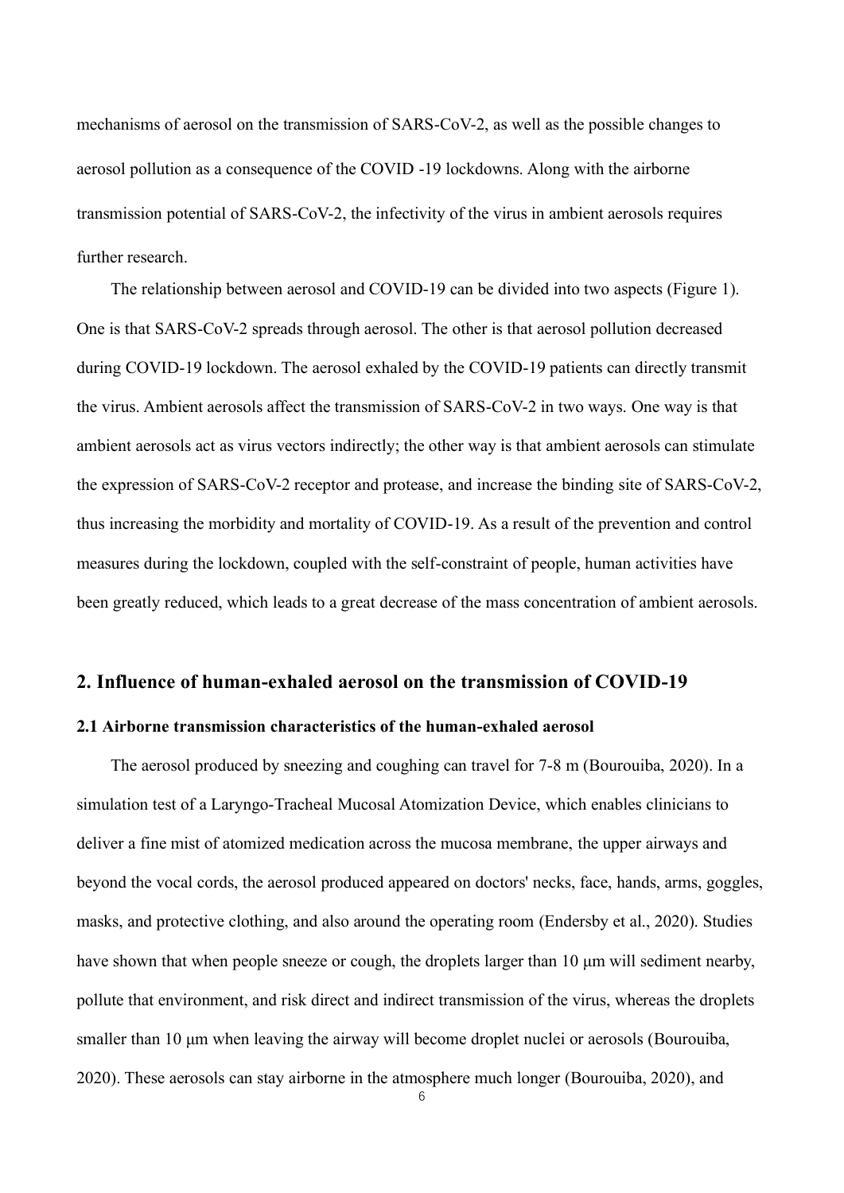mechanisms of aerosol on the transmission of SARS-CoV-2, as well as the possible changes to aerosol pollution as a consequence of the COVID -19 lockdowns. Along with the airborne transmission potential of SARS-CoV-2, the infectivity of the virus in ambient aerosols requires further research.

The relationship between aerosol and COVID-19 can be divided into two aspects (Figure 1). One is that SARS-CoV-2 spreads through aerosol. The other is that aerosol pollution decreased during COVID-19 lockdown. The aerosol exhaled by the COVID-19 patients can directly transmit the virus. Ambient aerosols affect the transmission of SARS-CoV-2 in two ways. One way is that ambient aerosols act as virus vectors indirectly; the other way is that ambient aerosols can stimulate the expression of SARS-CoV-2 receptor and protease, and increase the binding site of SARS-CoV-2, thus increasing the morbidity and mortality of COVID-19. As a result of the prevention and control measures during the lockdown, coupled with the self-constraint of people, human activities have been greatly reduced, which leads to a great decrease of the mass concentration of ambient aerosols.

## 2. Influence of human-exhaled aerosol on the transmission of COVID-19

### 2.1 Airborne transmission characteristics of the human-exhaled aerosol

The aerosol produced by sneezing and coughing can travel for 7-8 m (Bourouiba, 2020). In a simulation test of a Laryngo-Tracheal Mucosal Atomization Device, which enables clinicians to deliver a fine mist of atomized medication across the mucosa membrane, the upper airways and beyond the vocal cords, the aerosol produced appeared on doctors' necks, face, hands, arms, goggles, masks, and protective clothing, and also around the operating room (Endersby et al., 2020). Studies have shown that when people sneeze or cough, the droplets larger than 10 μm will sediment nearby, pollute that environment, and risk direct and indirect transmission of the virus, whereas the droplets smaller than 10 μm when leaving the airway will become droplet nuclei or aerosols (Bourouiba, 2020). These aerosols can stay airborne in the atmosphere much longer (Bourouiba, 2020), and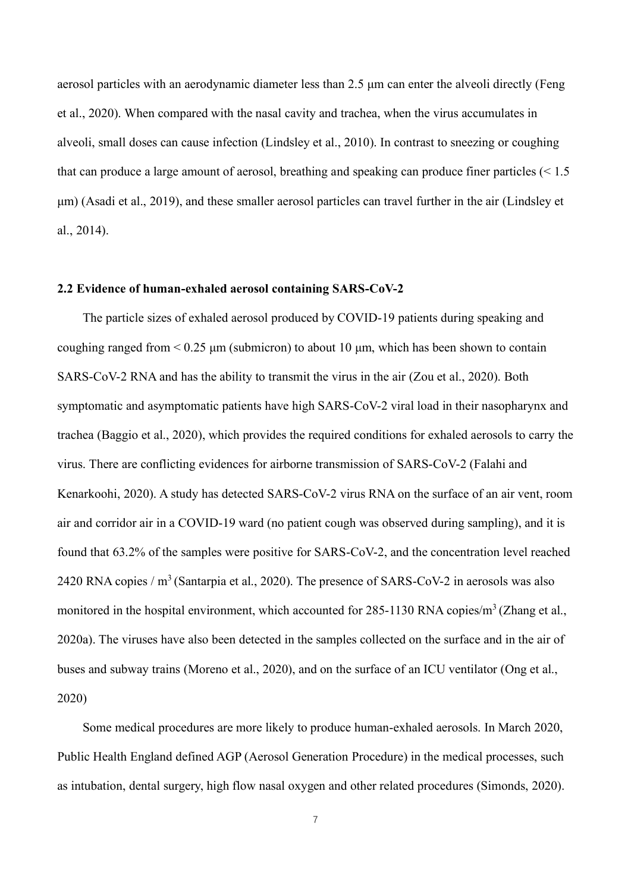aerosol particles with an aerodynamic diameter less than 2.5 μm can enter the alveoli directly (Feng et al., 2020). When compared with the nasal cavity and trachea, when the virus accumulates in alveoli, small doses can cause infection (Lindsley et al., 2010). In contrast to sneezing or coughing that can produce a large amount of aerosol, breathing and speaking can produce finer particles (< 1.5 μm) (Asadi et al., 2019), and these smaller aerosol particles can travel further in the air (Lindsley et al., 2014).

### 2.2 Evidence of human-exhaled aerosol containing SARS-CoV-2

The particle sizes of exhaled aerosol produced by COVID-19 patients during speaking and coughing ranged from < 0.25 μm (submicron) to about 10 μm, which has been shown to contain SARS-CoV-2 RNA and has the ability to transmit the virus in the air (Zou et al., 2020). Both symptomatic and asymptomatic patients have high SARS-CoV-2 viral load in their nasopharynx and trachea (Baggio et al., 2020), which provides the required conditions for exhaled aerosols to carry the virus. There are conflicting evidences for airborne transmission of SARS-CoV-2 (Falahi and Kenarkoohi, 2020). A study has detected SARS-CoV-2 virus RNA on the surface of an air vent, room air and corridor air in a COVID-19 ward (no patient cough was observed during sampling), and it is found that 63.2% of the samples were positive for SARS-CoV-2, and the concentration level reached 2420 RNA copies / $m^3$ (Santarpia et al., 2020). The presence of SARS-CoV-2 in aerosols was also monitored in the hospital environment, which accounted for 285-1130 RNA copies/$m^3$ (Zhang et al., 2020a). The viruses have also been detected in the samples collected on the surface and in the air of buses and subway trains (Moreno et al., 2020), and on the surface of an ICU ventilator (Ong et al., 2020)

Some medical procedures are more likely to produce human-exhaled aerosols. In March 2020, Public Health England defined AGP (Aerosol Generation Procedure) in the medical processes, such as intubation, dental surgery, high flow nasal oxygen and other related procedures (Simonds, 2020).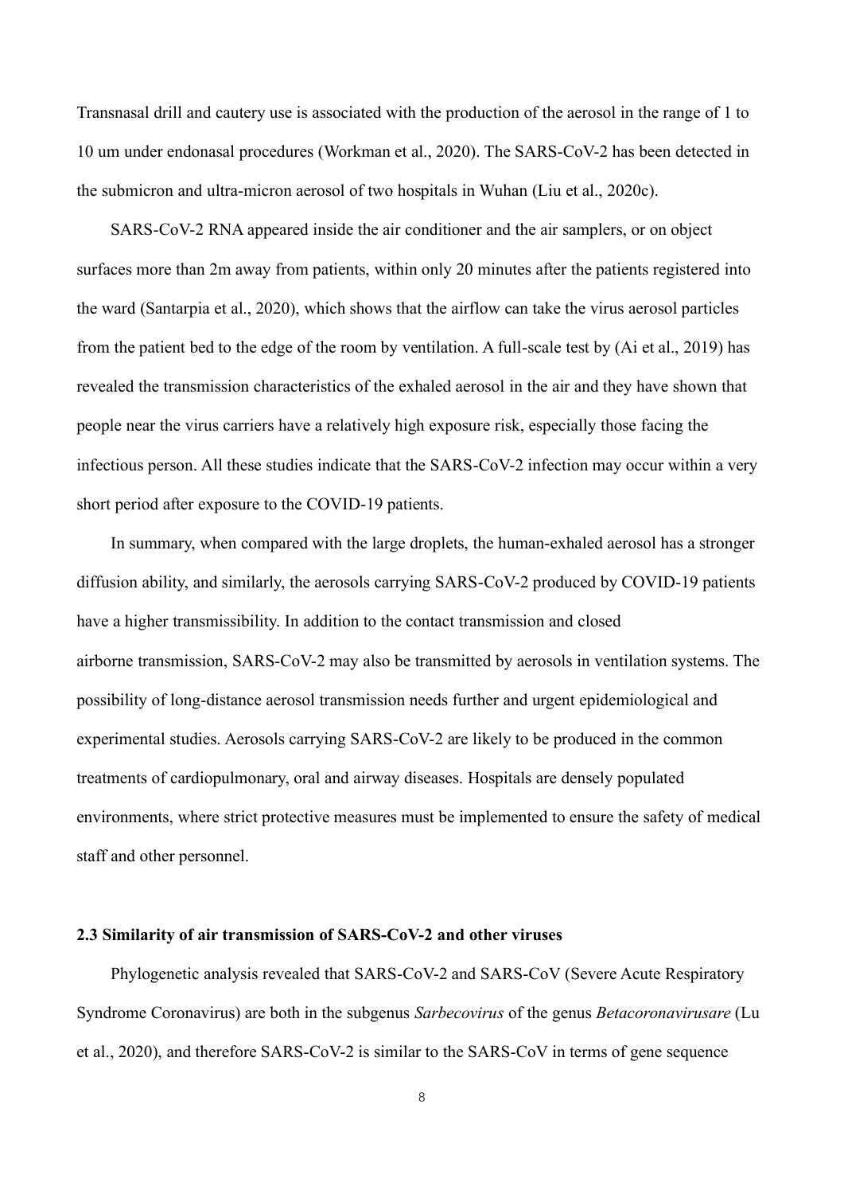Transnasal drill and cautery use is associated with the production of the aerosol in the range of 1 to 10 um under endonasal procedures (Workman et al., 2020). The SARS-CoV-2 has been detected in the submicron and ultra-micron aerosol of two hospitals in Wuhan (Liu et al., 2020c).

SARS-CoV-2 RNA appeared inside the air conditioner and the air samplers, or on object surfaces more than 2m away from patients, within only 20 minutes after the patients registered into the ward (Santarpia et al., 2020), which shows that the airflow can take the virus aerosol particles from the patient bed to the edge of the room by ventilation. A full-scale test by (Ai et al., 2019) has revealed the transmission characteristics of the exhaled aerosol in the air and they have shown that people near the virus carriers have a relatively high exposure risk, especially those facing the infectious person. All these studies indicate that the SARS-CoV-2 infection may occur within a very short period after exposure to the COVID-19 patients.

In summary, when compared with the large droplets, the human-exhaled aerosol has a stronger diffusion ability, and similarly, the aerosols carrying SARS-CoV-2 produced by COVID-19 patients have a higher transmissibility. In addition to the contact transmission and closed airborne transmission, SARS-CoV-2 may also be transmitted by aerosols in ventilation systems. The possibility of long-distance aerosol transmission needs further and urgent epidemiological and experimental studies. Aerosols carrying SARS-CoV-2 are likely to be produced in the common treatments of cardiopulmonary, oral and airway diseases. Hospitals are densely populated environments, where strict protective measures must be implemented to ensure the safety of medical staff and other personnel.

### 2.3 Similarity of air transmission of SARS-CoV-2 and other viruses

Phylogenetic analysis revealed that SARS-CoV-2 and SARS-CoV (Severe Acute Respiratory Syndrome Coronavirus) are both in the subgenus *Sarbecovirus* of the genus *Betacoronavirusare* (Lu et al., 2020), and therefore SARS-CoV-2 is similar to the SARS-CoV in terms of gene sequence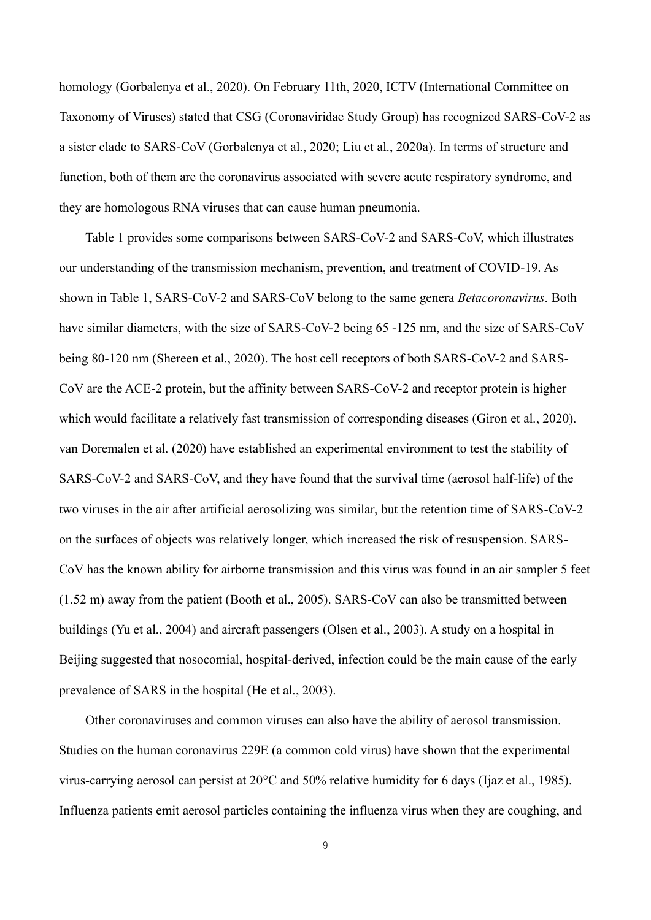homology (Gorbalenya et al., 2020). On February 11th, 2020, ICTV (International Committee on Taxonomy of Viruses) stated that CSG (Coronaviridae Study Group) has recognized SARS-CoV-2 as a sister clade to SARS-CoV (Gorbalenya et al., 2020; Liu et al., 2020a). In terms of structure and function, both of them are the coronavirus associated with severe acute respiratory syndrome, and they are homologous RNA viruses that can cause human pneumonia.

Table 1 provides some comparisons between SARS-CoV-2 and SARS-CoV, which illustrates our understanding of the transmission mechanism, prevention, and treatment of COVID-19. As shown in Table 1, SARS-CoV-2 and SARS-CoV belong to the same genera *Betacoronavirus*. Both have similar diameters, with the size of SARS-CoV-2 being 65 -125 nm, and the size of SARS-CoV being 80-120 nm (Shereen et al., 2020). The host cell receptors of both SARS-CoV-2 and SARS-CoV are the ACE-2 protein, but the affinity between SARS-CoV-2 and receptor protein is higher which would facilitate a relatively fast transmission of corresponding diseases (Giron et al., 2020). van Doremalen et al. (2020) have established an experimental environment to test the stability of SARS-CoV-2 and SARS-CoV, and they have found that the survival time (aerosol half-life) of the two viruses in the air after artificial aerosolizing was similar, but the retention time of SARS-CoV-2 on the surfaces of objects was relatively longer, which increased the risk of resuspension. SARS-CoV has the known ability for airborne transmission and this virus was found in an air sampler 5 feet (1.52 m) away from the patient (Booth et al., 2005). SARS-CoV can also be transmitted between buildings (Yu et al., 2004) and aircraft passengers (Olsen et al., 2003). A study on a hospital in Beijing suggested that nosocomial, hospital-derived, infection could be the main cause of the early prevalence of SARS in the hospital (He et al., 2003).

Other coronaviruses and common viruses can also have the ability of aerosol transmission. Studies on the human coronavirus 229E (a common cold virus) have shown that the experimental virus-carrying aerosol can persist at 20°C and 50% relative humidity for 6 days (Ijaz et al., 1985). Influenza patients emit aerosol particles containing the influenza virus when they are coughing, and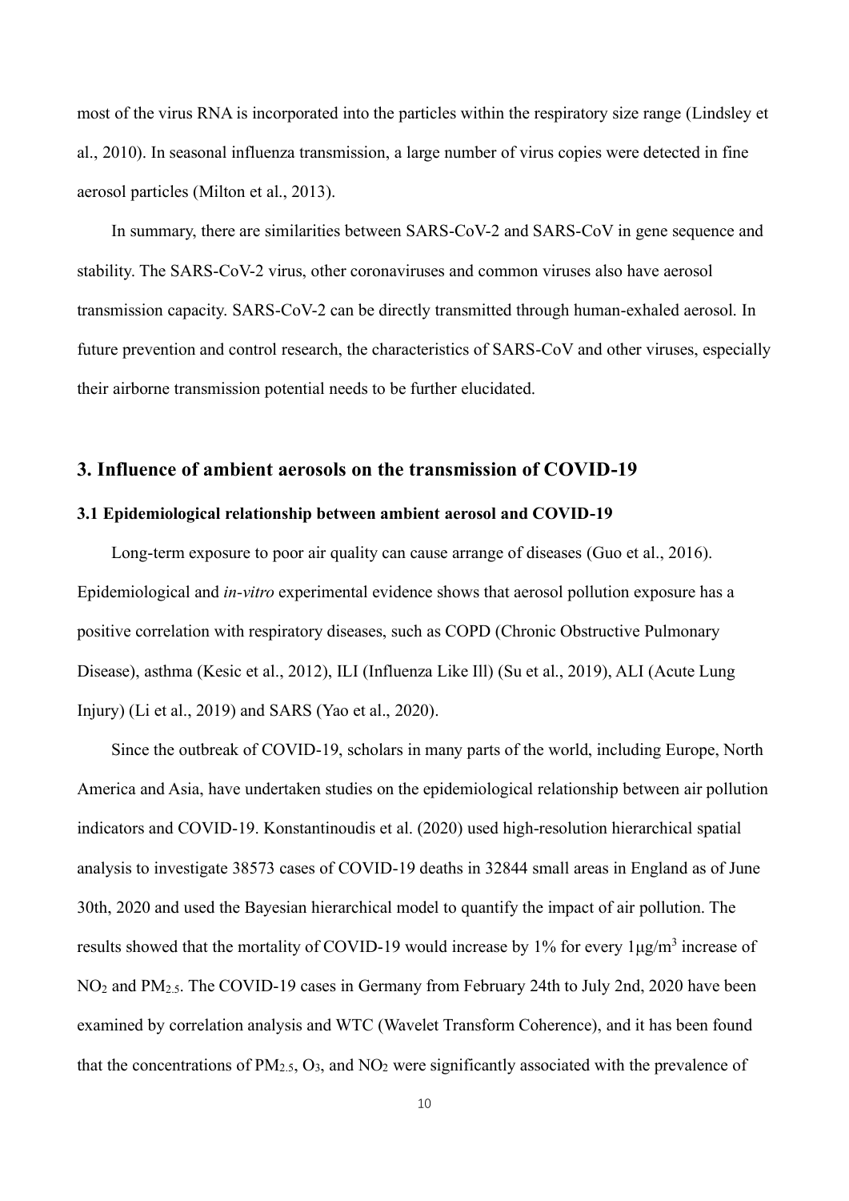most of the virus RNA is incorporated into the particles within the respiratory size range (Lindsley et al., 2010). In seasonal influenza transmission, a large number of virus copies were detected in fine aerosol particles (Milton et al., 2013).

In summary, there are similarities between SARS-CoV-2 and SARS-CoV in gene sequence and stability. The SARS-CoV-2 virus, other coronaviruses and common viruses also have aerosol transmission capacity. SARS-CoV-2 can be directly transmitted through human-exhaled aerosol. In future prevention and control research, the characteristics of SARS-CoV and other viruses, especially their airborne transmission potential needs to be further elucidated.

## 3. Influence of ambient aerosols on the transmission of COVID-19

### 3.1 Epidemiological relationship between ambient aerosol and COVID-19

Long-term exposure to poor air quality can cause arrange of diseases (Guo et al., 2016). Epidemiological and *in-vitro* experimental evidence shows that aerosol pollution exposure has a positive correlation with respiratory diseases, such as COPD (Chronic Obstructive Pulmonary Disease), asthma (Kesic et al., 2012), ILI (Influenza Like Ill) (Su et al., 2019), ALI (Acute Lung Injury) (Li et al., 2019) and SARS (Yao et al., 2020).

Since the outbreak of COVID-19, scholars in many parts of the world, including Europe, North America and Asia, have undertaken studies on the epidemiological relationship between air pollution indicators and COVID-19. Konstantinoudis et al. (2020) used high-resolution hierarchical spatial analysis to investigate 38573 cases of COVID-19 deaths in 32844 small areas in England as of June 30th, 2020 and used the Bayesian hierarchical model to quantify the impact of air pollution. The results showed that the mortality of COVID-19 would increase by 1% for every 1μg/m$^3$ increase of $NO_2$ and $PM_{2.5}$. The COVID-19 cases in Germany from February 24th to July 2nd, 2020 have been examined by correlation analysis and WTC (Wavelet Transform Coherence), and it has been found that the concentrations of $PM_{2.5}$, $O_3$, and $NO_2$ were significantly associated with the prevalence of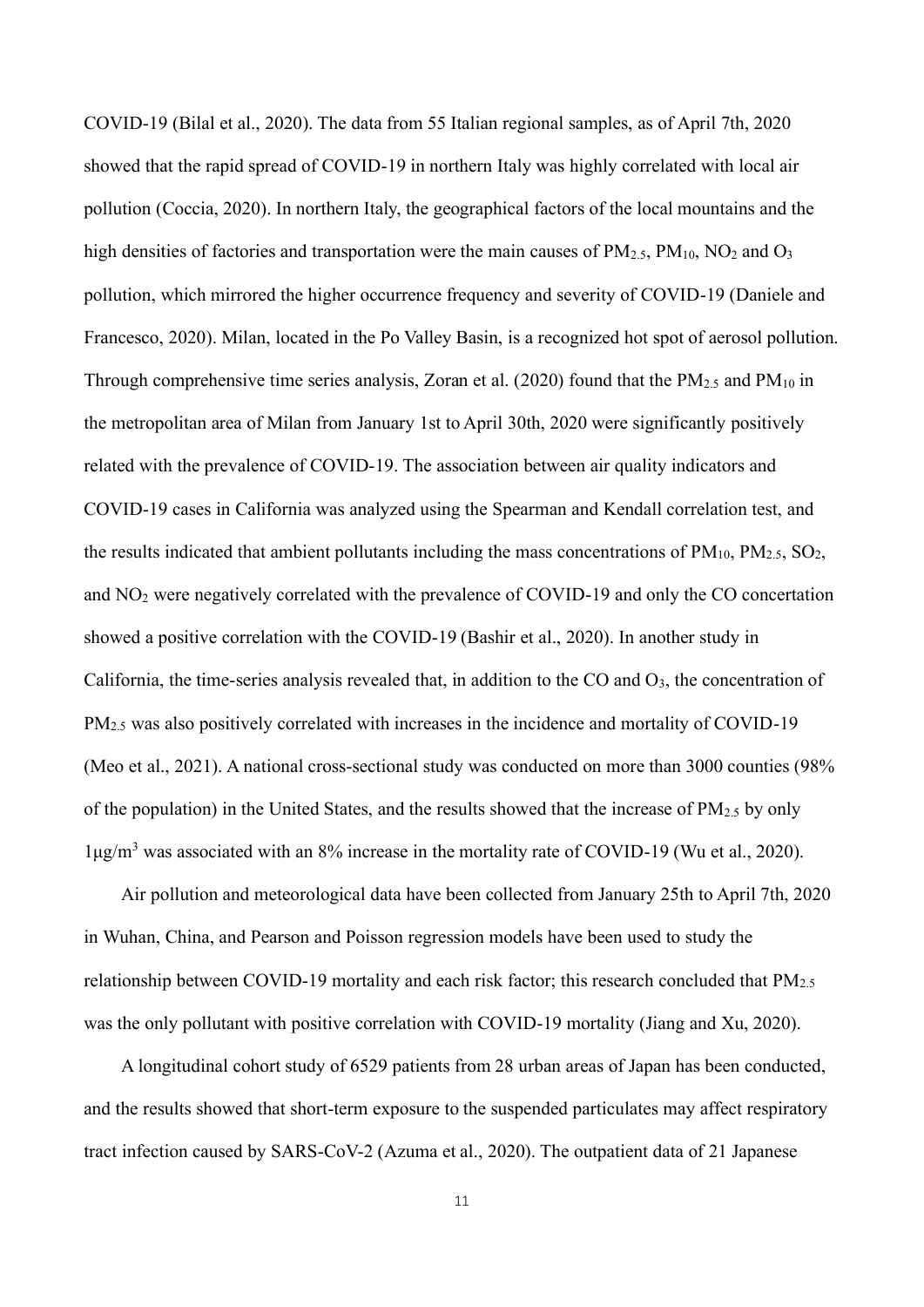COVID-19 (Bilal et al., 2020). The data from 55 Italian regional samples, as of April 7th, 2020 showed that the rapid spread of COVID-19 in northern Italy was highly correlated with local air pollution (Coccia, 2020). In northern Italy, the geographical factors of the local mountains and the high densities of factories and transportation were the main causes of $PM_{2.5}$, $PM_{10}$, $NO_2$ and $O_3$ pollution, which mirrored the higher occurrence frequency and severity of COVID-19 (Daniele and Francesco, 2020). Milan, located in the Po Valley Basin, is a recognized hot spot of aerosol pollution. Through comprehensive time series analysis, Zoran et al. (2020) found that the $PM_{2.5}$ and $PM_{10}$ in the metropolitan area of Milan from January 1st to April 30th, 2020 were significantly positively related with the prevalence of COVID-19. The association between air quality indicators and COVID-19 cases in California was analyzed using the Spearman and Kendall correlation test, and the results indicated that ambient pollutants including the mass concentrations of $PM_{10}$, $PM_{2.5}$, $SO_2$, and $NO_2$ were negatively correlated with the prevalence of COVID-19 and only the CO concertation showed a positive correlation with the COVID-19 (Bashir et al., 2020). In another study in California, the time-series analysis revealed that, in addition to the CO and $O_3$, the concentration of $PM_{2.5}$ was also positively correlated with increases in the incidence and mortality of COVID-19 (Meo et al., 2021). A national cross-sectional study was conducted on more than 3000 counties (98% of the population) in the United States, and the results showed that the increase of $PM_{2.5}$ by only $1 \mu g/m^3$ was associated with an 8% increase in the mortality rate of COVID-19 (Wu et al., 2020).

Air pollution and meteorological data have been collected from January 25th to April 7th, 2020 in Wuhan, China, and Pearson and Poisson regression models have been used to study the relationship between COVID-19 mortality and each risk factor; this research concluded that $PM_{2.5}$ was the only pollutant with positive correlation with COVID-19 mortality (Jiang and Xu, 2020).

A longitudinal cohort study of 6529 patients from 28 urban areas of Japan has been conducted, and the results showed that short-term exposure to the suspended particulates may affect respiratory tract infection caused by SARS-CoV-2 (Azuma et al., 2020). The outpatient data of 21 Japanese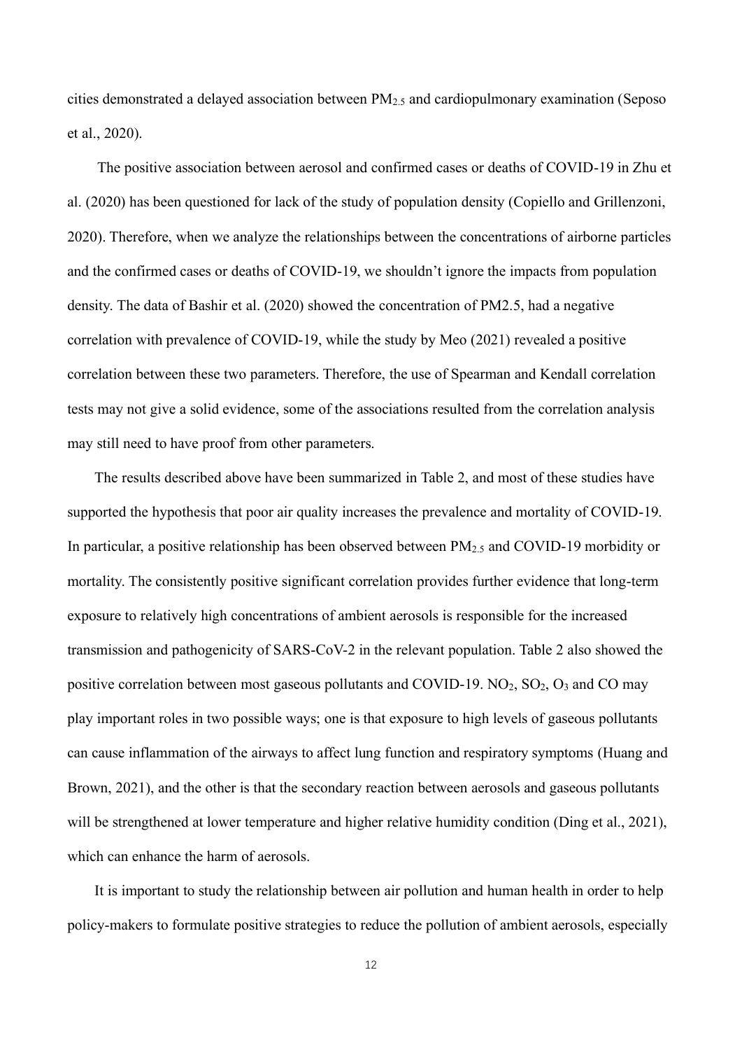cities demonstrated a delayed association between $PM_{2.5}$ and cardiopulmonary examination (Seposo et al., 2020).

The positive association between aerosol and confirmed cases or deaths of COVID-19 in Zhu et al. (2020) has been questioned for lack of the study of population density (Copiello and Grillenzoni, 2020). Therefore, when we analyze the relationships between the concentrations of airborne particles and the confirmed cases or deaths of COVID-19, we shouldn't ignore the impacts from population density. The data of Bashir et al. (2020) showed the concentration of PM2.5, had a negative correlation with prevalence of COVID-19, while the study by Meo (2021) revealed a positive correlation between these two parameters. Therefore, the use of Spearman and Kendall correlation tests may not give a solid evidence, some of the associations resulted from the correlation analysis may still need to have proof from other parameters.

The results described above have been summarized in Table 2, and most of these studies have supported the hypothesis that poor air quality increases the prevalence and mortality of COVID-19. In particular, a positive relationship has been observed between $PM_{2.5}$ and COVID-19 morbidity or mortality. The consistently positive significant correlation provides further evidence that long-term exposure to relatively high concentrations of ambient aerosols is responsible for the increased transmission and pathogenicity of SARS-CoV-2 in the relevant population. Table 2 also showed the positive correlation between most gaseous pollutants and COVID-19. $NO_2$, $SO_2$, $O_3$ and CO may play important roles in two possible ways; one is that exposure to high levels of gaseous pollutants can cause inflammation of the airways to affect lung function and respiratory symptoms (Huang and Brown, 2021), and the other is that the secondary reaction between aerosols and gaseous pollutants will be strengthened at lower temperature and higher relative humidity condition (Ding et al., 2021), which can enhance the harm of aerosols.

It is important to study the relationship between air pollution and human health in order to help policy-makers to formulate positive strategies to reduce the pollution of ambient aerosols, especially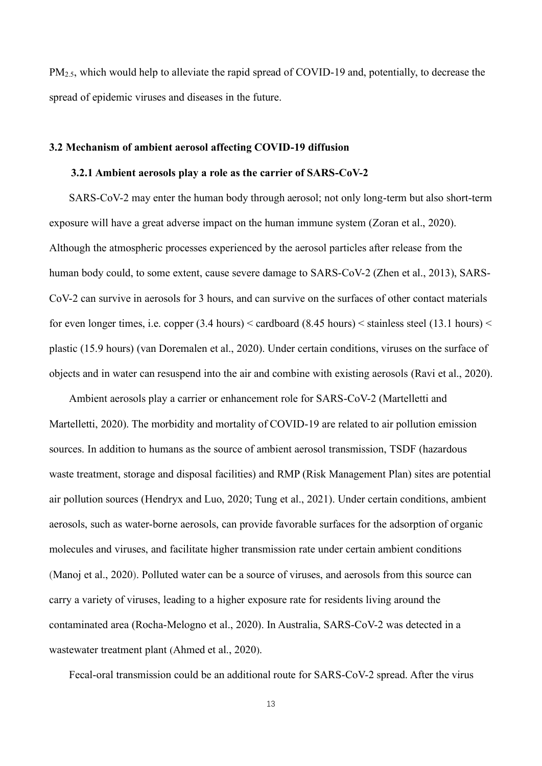$PM_{2.5}$, which would help to alleviate the rapid spread of COVID-19 and, potentially, to decrease the spread of epidemic viruses and diseases in the future.

### 3.2 Mechanism of ambient aerosol affecting COVID-19 diffusion

#### 3.2.1 Ambient aerosols play a role as the carrier of SARS-CoV-2

SARS-CoV-2 may enter the human body through aerosol; not only long-term but also short-term exposure will have a great adverse impact on the human immune system (Zoran et al., 2020). Although the atmospheric processes experienced by the aerosol particles after release from the human body could, to some extent, cause severe damage to SARS-CoV-2 (Zhen et al., 2013), SARS-CoV-2 can survive in aerosols for 3 hours, and can survive on the surfaces of other contact materials for even longer times, i.e. copper (3.4 hours) < cardboard (8.45 hours) < stainless steel (13.1 hours) < plastic (15.9 hours) (van Doremalen et al., 2020). Under certain conditions, viruses on the surface of objects and in water can resuspend into the air and combine with existing aerosols (Ravi et al., 2020).

Ambient aerosols play a carrier or enhancement role for SARS-CoV-2 (Martelletti and Martelletti, 2020). The morbidity and mortality of COVID-19 are related to air pollution emission sources. In addition to humans as the source of ambient aerosol transmission, TSDF (hazardous waste treatment, storage and disposal facilities) and RMP (Risk Management Plan) sites are potential air pollution sources (Hendryx and Luo, 2020; Tung et al., 2021). Under certain conditions, ambient aerosols, such as water-borne aerosols, can provide favorable surfaces for the adsorption of organic molecules and viruses, and facilitate higher transmission rate under certain ambient conditions (Manoj et al., 2020). Polluted water can be a source of viruses, and aerosols from this source can carry a variety of viruses, leading to a higher exposure rate for residents living around the contaminated area (Rocha-Melogno et al., 2020). In Australia, SARS-CoV-2 was detected in a wastewater treatment plant (Ahmed et al., 2020).

Fecal-oral transmission could be an additional route for SARS-CoV-2 spread. After the virus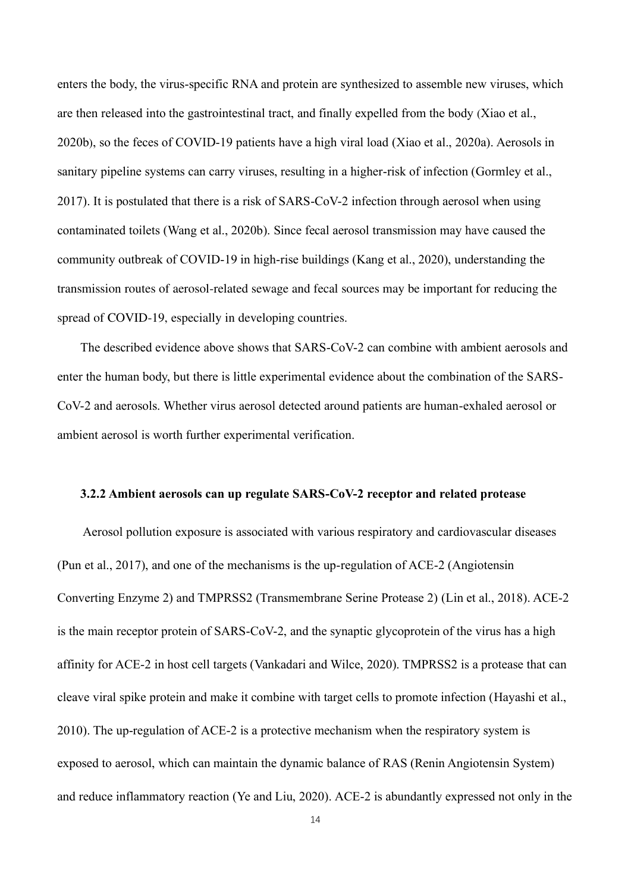enters the body, the virus-specific RNA and protein are synthesized to assemble new viruses, which are then released into the gastrointestinal tract, and finally expelled from the body (Xiao et al., 2020b), so the feces of COVID-19 patients have a high viral load (Xiao et al., 2020a). Aerosols in sanitary pipeline systems can carry viruses, resulting in a higher-risk of infection (Gormley et al., 2017). It is postulated that there is a risk of SARS-CoV-2 infection through aerosol when using contaminated toilets (Wang et al., 2020b). Since fecal aerosol transmission may have caused the community outbreak of COVID-19 in high-rise buildings (Kang et al., 2020), understanding the transmission routes of aerosol-related sewage and fecal sources may be important for reducing the spread of COVID-19, especially in developing countries.

The described evidence above shows that SARS-CoV-2 can combine with ambient aerosols and enter the human body, but there is little experimental evidence about the combination of the SARS-CoV-2 and aerosols. Whether virus aerosol detected around patients are human-exhaled aerosol or ambient aerosol is worth further experimental verification.

### 3.2.2 Ambient aerosols can up regulate SARS-CoV-2 receptor and related protease

Aerosol pollution exposure is associated with various respiratory and cardiovascular diseases (Pun et al., 2017), and one of the mechanisms is the up-regulation of ACE-2 (Angiotensin Converting Enzyme 2) and TMPRSS2 (Transmembrane Serine Protease 2) (Lin et al., 2018). ACE-2 is the main receptor protein of SARS-CoV-2, and the synaptic glycoprotein of the virus has a high affinity for ACE-2 in host cell targets (Vankadari and Wilce, 2020). TMPRSS2 is a protease that can cleave viral spike protein and make it combine with target cells to promote infection (Hayashi et al., 2010). The up-regulation of ACE-2 is a protective mechanism when the respiratory system is exposed to aerosol, which can maintain the dynamic balance of RAS (Renin Angiotensin System) and reduce inflammatory reaction (Ye and Liu, 2020). ACE-2 is abundantly expressed not only in the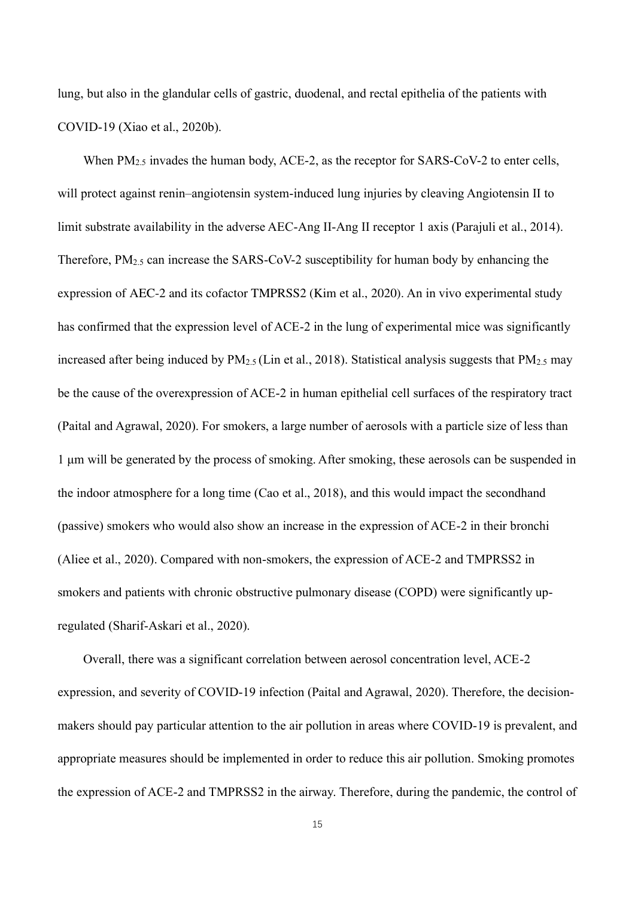lung, but also in the glandular cells of gastric, duodenal, and rectal epithelia of the patients with COVID-19 (Xiao et al., 2020b).

When $PM_{2.5}$ invades the human body, ACE-2, as the receptor for SARS-CoV-2 to enter cells, will protect against renin–angiotensin system-induced lung injuries by cleaving Angiotensin II to limit substrate availability in the adverse AEC-Ang II-Ang II receptor 1 axis (Parajuli et al., 2014). Therefore, $PM_{2.5}$ can increase the SARS-CoV-2 susceptibility for human body by enhancing the expression of AEC-2 and its cofactor TMPRSS2 (Kim et al., 2020). An in vivo experimental study has confirmed that the expression level of ACE-2 in the lung of experimental mice was significantly increased after being induced by $PM_{2.5}$ (Lin et al., 2018). Statistical analysis suggests that $PM_{2.5}$ may be the cause of the overexpression of ACE-2 in human epithelial cell surfaces of the respiratory tract (Paital and Agrawal, 2020). For smokers, a large number of aerosols with a particle size of less than 1 μm will be generated by the process of smoking. After smoking, these aerosols can be suspended in the indoor atmosphere for a long time (Cao et al., 2018), and this would impact the secondhand (passive) smokers who would also show an increase in the expression of ACE-2 in their bronchi (Aliee et al., 2020). Compared with non-smokers, the expression of ACE-2 and TMPRSS2 in smokers and patients with chronic obstructive pulmonary disease (COPD) were significantly up-regulated (Sharif-Askari et al., 2020).

Overall, there was a significant correlation between aerosol concentration level, ACE-2 expression, and severity of COVID-19 infection (Paital and Agrawal, 2020). Therefore, the decision-makers should pay particular attention to the air pollution in areas where COVID-19 is prevalent, and appropriate measures should be implemented in order to reduce this air pollution. Smoking promotes the expression of ACE-2 and TMPRSS2 in the airway. Therefore, during the pandemic, the control of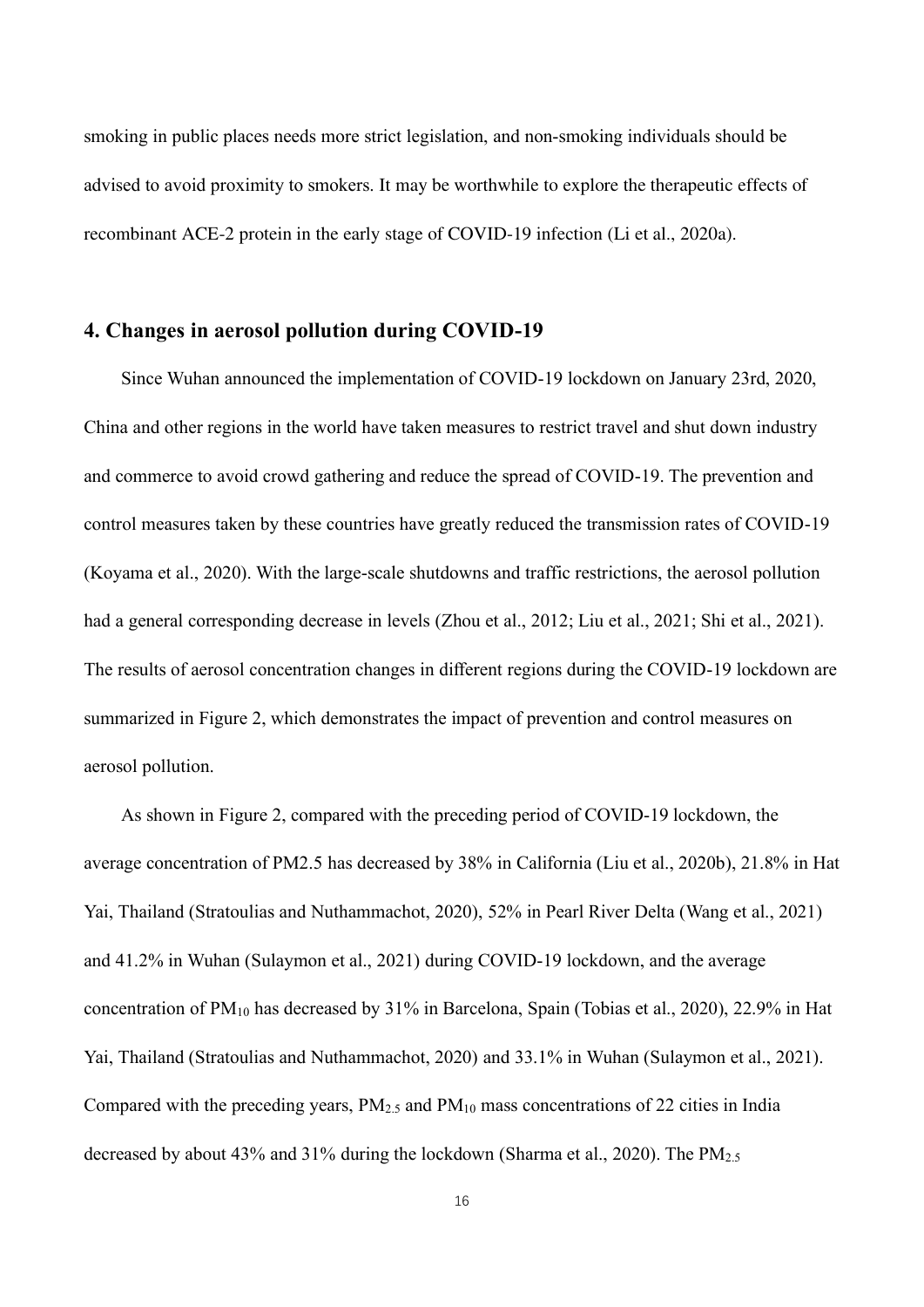smoking in public places needs more strict legislation, and non-smoking individuals should be advised to avoid proximity to smokers. It may be worthwhile to explore the therapeutic effects of recombinant ACE-2 protein in the early stage of COVID-19 infection (Li et al., 2020a).

## 4. Changes in aerosol pollution during COVID-19

Since Wuhan announced the implementation of COVID-19 lockdown on January 23rd, 2020, China and other regions in the world have taken measures to restrict travel and shut down industry and commerce to avoid crowd gathering and reduce the spread of COVID-19. The prevention and control measures taken by these countries have greatly reduced the transmission rates of COVID-19 (Koyama et al., 2020). With the large-scale shutdowns and traffic restrictions, the aerosol pollution had a general corresponding decrease in levels (Zhou et al., 2012; Liu et al., 2021; Shi et al., 2021). The results of aerosol concentration changes in different regions during the COVID-19 lockdown are summarized in Figure 2, which demonstrates the impact of prevention and control measures on aerosol pollution.

As shown in Figure 2, compared with the preceding period of COVID-19 lockdown, the average concentration of PM2.5 has decreased by 38% in California (Liu et al., 2020b), 21.8% in Hat Yai, Thailand (Stratoulias and Nuthammachot, 2020), 52% in Pearl River Delta (Wang et al., 2021) and 41.2% in Wuhan (Sulaymon et al., 2021) during COVID-19 lockdown, and the average concentration of $PM_{10}$ has decreased by 31% in Barcelona, Spain (Tobias et al., 2020), 22.9% in Hat Yai, Thailand (Stratoulias and Nuthammachot, 2020) and 33.1% in Wuhan (Sulaymon et al., 2021). Compared with the preceding years, $PM_{2.5}$ and $PM_{10}$ mass concentrations of 22 cities in India decreased by about 43% and 31% during the lockdown (Sharma et al., 2020). The $PM_{2.5}$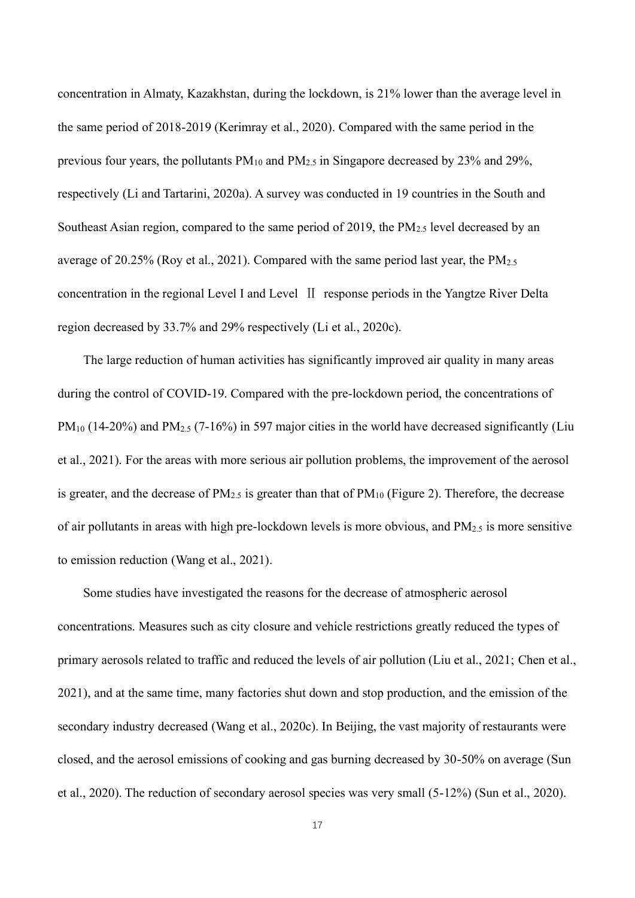concentration in Almaty, Kazakhstan, during the lockdown, is 21% lower than the average level in the same period of 2018-2019 (Kerimray et al., 2020). Compared with the same period in the previous four years, the pollutants $PM_{10}$ and $PM_{2.5}$ in Singapore decreased by 23% and 29%, respectively (Li and Tartarini, 2020a). A survey was conducted in 19 countries in the South and Southeast Asian region, compared to the same period of 2019, the $PM_{2.5}$ level decreased by an average of 20.25% (Roy et al., 2021). Compared with the same period last year, the $PM_{2.5}$ concentration in the regional Level I and Level Ⅱ response periods in the Yangtze River Delta region decreased by 33.7% and 29% respectively (Li et al., 2020c).

The large reduction of human activities has significantly improved air quality in many areas during the control of COVID-19. Compared with the pre-lockdown period, the concentrations of $PM_{10}$ (14-20%) and $PM_{2.5}$ (7-16%) in 597 major cities in the world have decreased significantly (Liu et al., 2021). For the areas with more serious air pollution problems, the improvement of the aerosol is greater, and the decrease of $PM_{2.5}$ is greater than that of $PM_{10}$ (Figure 2). Therefore, the decrease of air pollutants in areas with high pre-lockdown levels is more obvious, and $PM_{2.5}$ is more sensitive to emission reduction (Wang et al., 2021).

Some studies have investigated the reasons for the decrease of atmospheric aerosol concentrations. Measures such as city closure and vehicle restrictions greatly reduced the types of primary aerosols related to traffic and reduced the levels of air pollution (Liu et al., 2021; Chen et al., 2021), and at the same time, many factories shut down and stop production, and the emission of the secondary industry decreased (Wang et al., 2020c). In Beijing, the vast majority of restaurants were closed, and the aerosol emissions of cooking and gas burning decreased by 30-50% on average (Sun et al., 2020). The reduction of secondary aerosol species was very small (5-12%) (Sun et al., 2020).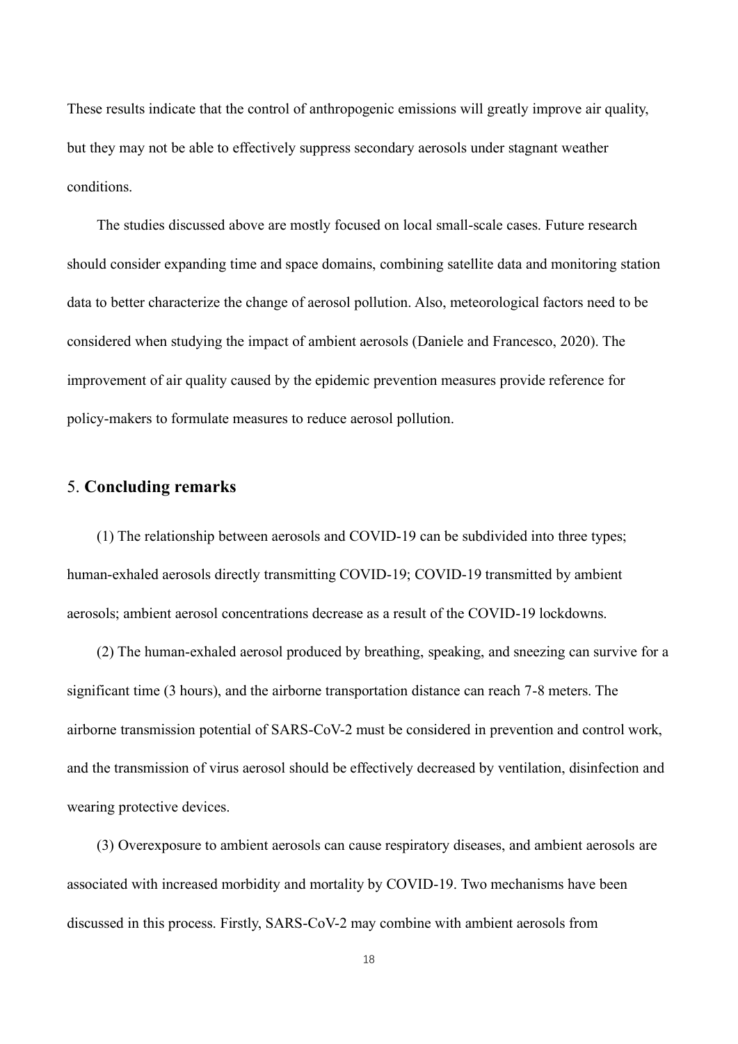These results indicate that the control of anthropogenic emissions will greatly improve air quality, but they may not be able to effectively suppress secondary aerosols under stagnant weather conditions.

The studies discussed above are mostly focused on local small-scale cases. Future research should consider expanding time and space domains, combining satellite data and monitoring station data to better characterize the change of aerosol pollution. Also, meteorological factors need to be considered when studying the impact of ambient aerosols (Daniele and Francesco, 2020). The improvement of air quality caused by the epidemic prevention measures provide reference for policy-makers to formulate measures to reduce aerosol pollution.

## 5. **Concluding remarks**

(1) The relationship between aerosols and COVID-19 can be subdivided into three types; human-exhaled aerosols directly transmitting COVID-19; COVID-19 transmitted by ambient aerosols; ambient aerosol concentrations decrease as a result of the COVID-19 lockdowns.

(2) The human-exhaled aerosol produced by breathing, speaking, and sneezing can survive for a significant time (3 hours), and the airborne transportation distance can reach 7-8 meters. The airborne transmission potential of SARS-CoV-2 must be considered in prevention and control work, and the transmission of virus aerosol should be effectively decreased by ventilation, disinfection and wearing protective devices.

(3) Overexposure to ambient aerosols can cause respiratory diseases, and ambient aerosols are associated with increased morbidity and mortality by COVID-19. Two mechanisms have been discussed in this process. Firstly, SARS-CoV-2 may combine with ambient aerosols from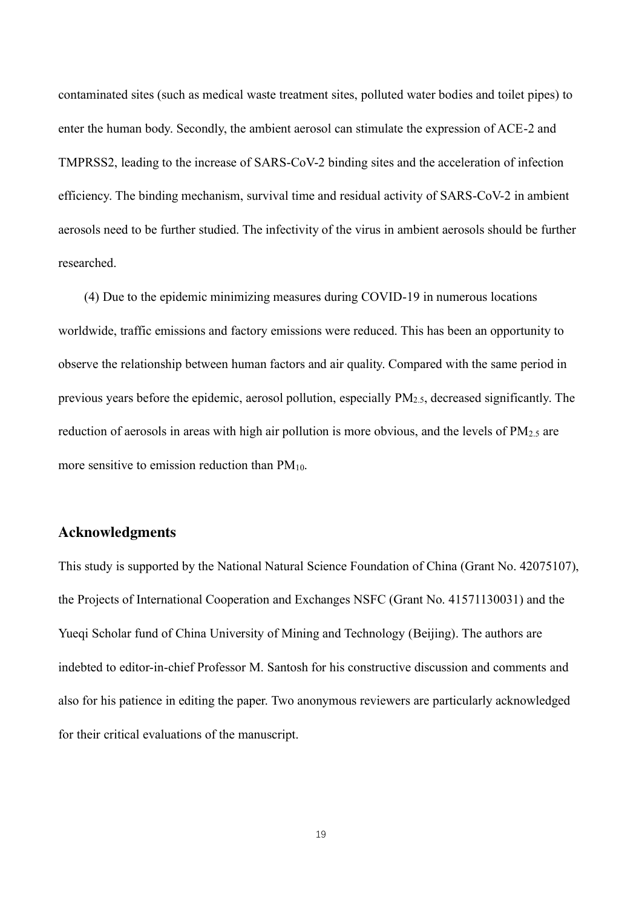contaminated sites (such as medical waste treatment sites, polluted water bodies and toilet pipes) to enter the human body. Secondly, the ambient aerosol can stimulate the expression of ACE-2 and TMPRSS2, leading to the increase of SARS-CoV-2 binding sites and the acceleration of infection efficiency. The binding mechanism, survival time and residual activity of SARS-CoV-2 in ambient aerosols need to be further studied. The infectivity of the virus in ambient aerosols should be further researched.

(4) Due to the epidemic minimizing measures during COVID-19 in numerous locations worldwide, traffic emissions and factory emissions were reduced. This has been an opportunity to observe the relationship between human factors and air quality. Compared with the same period in previous years before the epidemic, aerosol pollution, especially $PM_{2.5}$, decreased significantly. The reduction of aerosols in areas with high air pollution is more obvious, and the levels of $PM_{2.5}$ are more sensitive to emission reduction than $PM_{10}$.

## Acknowledgments

This study is supported by the National Natural Science Foundation of China (Grant No. 42075107), the Projects of International Cooperation and Exchanges NSFC (Grant No. 41571130031) and the Yueqi Scholar fund of China University of Mining and Technology (Beijing). The authors are indebted to editor-in-chief Professor M. Santosh for his constructive discussion and comments and also for his patience in editing the paper. Two anonymous reviewers are particularly acknowledged for their critical evaluations of the manuscript.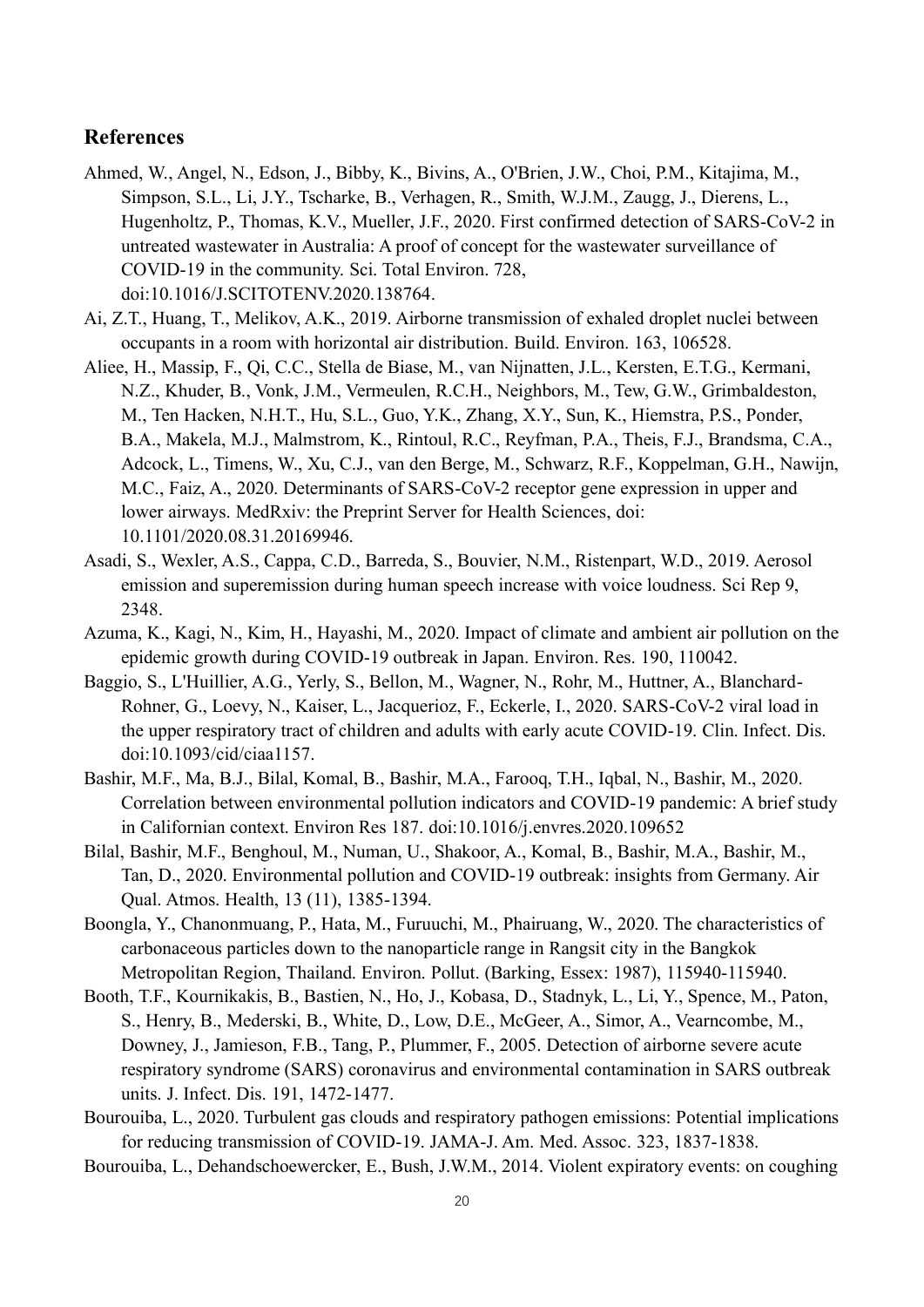## References

Ahmed, W., Angel, N., Edson, J., Bibby, K., Bivins, A., O'Brien, J.W., Choi, P.M., Kitajima, M., Simpson, S.L., Li, J.Y., Tscharke, B., Verhagen, R., Smith, W.J.M., Zaugg, J., Dierens, L., Hugenholtz, P., Thomas, K.V., Mueller, J.F., 2020. First confirmed detection of SARS-CoV-2 in untreated wastewater in Australia: A proof of concept for the wastewater surveillance of COVID-19 in the community. Sci. Total Environ. 728, doi:10.1016/J.SCITOTENV.2020.138764.

Ai, Z.T., Huang, T., Melikov, A.K., 2019. Airborne transmission of exhaled droplet nuclei between occupants in a room with horizontal air distribution. Build. Environ. 163, 106528.

Aliee, H., Massip, F., Qi, C.C., Stella de Biase, M., van Nijnatten, J.L., Kersten, E.T.G., Kermani, N.Z., Khuder, B., Vonk, J.M., Vermeulen, R.C.H., Neighbors, M., Tew, G.W., Grimbaldeston, M., Ten Hacken, N.H.T., Hu, S.L., Guo, Y.K., Zhang, X.Y., Sun, K., Hiemstra, P.S., Ponder, B.A., Makela, M.J., Malmstrom, K., Rintoul, R.C., Reyfman, P.A., Theis, F.J., Brandsma, C.A., Adcock, L., Timens, W., Xu, C.J., van den Berge, M., Schwarz, R.F., Koppelman, G.H., Nawijn, M.C., Faiz, A., 2020. Determinants of SARS-CoV-2 receptor gene expression in upper and lower airways. MedRxiv: the Preprint Server for Health Sciences, doi: 10.1101/2020.08.31.20169946.

Asadi, S., Wexler, A.S., Cappa, C.D., Barreda, S., Bouvier, N.M., Ristenpart, W.D., 2019. Aerosol emission and superemission during human speech increase with voice loudness. Sci Rep 9, 2348.

Azuma, K., Kagi, N., Kim, H., Hayashi, M., 2020. Impact of climate and ambient air pollution on the epidemic growth during COVID-19 outbreak in Japan. Environ. Res. 190, 110042.

Baggio, S., L'Huillier, A.G., Yerly, S., Bellon, M., Wagner, N., Rohr, M., Huttner, A., Blanchard-Rohner, G., Loevy, N., Kaiser, L., Jacquerioz, F., Eckerle, I., 2020. SARS-CoV-2 viral load in the upper respiratory tract of children and adults with early acute COVID-19. Clin. Infect. Dis. doi:10.1093/cid/ciaa1157.

Bashir, M.F., Ma, B.J., Bilal, Komal, B., Bashir, M.A., Farooq, T.H., Iqbal, N., Bashir, M., 2020. Correlation between environmental pollution indicators and COVID-19 pandemic: A brief study in Californian context. Environ Res 187. doi:10.1016/j.envres.2020.109652

Bilal, Bashir, M.F., Benghoul, M., Numan, U., Shakoor, A., Komal, B., Bashir, M.A., Bashir, M., Tan, D., 2020. Environmental pollution and COVID-19 outbreak: insights from Germany. Air Qual. Atmos. Health, 13 (11), 1385-1394.

Boongla, Y., Chanonmuang, P., Hata, M., Furuuchi, M., Phairuang, W., 2020. The characteristics of carbonaceous particles down to the nanoparticle range in Rangsit city in the Bangkok Metropolitan Region, Thailand. Environ. Pollut. (Barking, Essex: 1987), 115940-115940.

Booth, T.F., Kournikakis, B., Bastien, N., Ho, J., Kobasa, D., Stadnyk, L., Li, Y., Spence, M., Paton, S., Henry, B., Mederski, B., White, D., Low, D.E., McGeer, A., Simor, A., Vearncombe, M., Downey, J., Jamieson, F.B., Tang, P., Plummer, F., 2005. Detection of airborne severe acute respiratory syndrome (SARS) coronavirus and environmental contamination in SARS outbreak units. J. Infect. Dis. 191, 1472-1477.

Bourouiba, L., 2020. Turbulent gas clouds and respiratory pathogen emissions: Potential implications for reducing transmission of COVID-19. JAMA-J. Am. Med. Assoc. 323, 1837-1838.

Bourouiba, L., Dehandschoewercker, E., Bush, J.W.M., 2014. Violent expiratory events: on coughing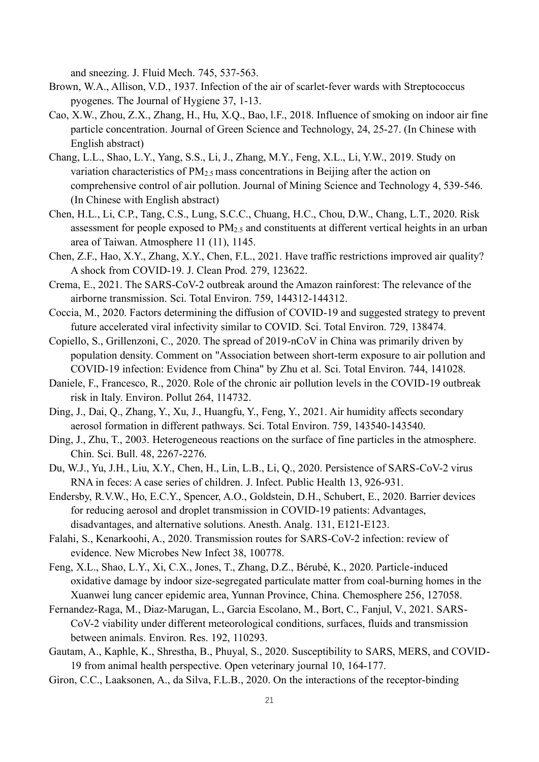and sneezing. J. Fluid Mech. 745, 537-563.

Brown, W.A., Allison, V.D., 1937. Infection of the air of scarlet-fever wards with Streptococcus pyogenes. The Journal of Hygiene 37, 1-13.

Cao, X.W., Zhou, Z.X., Zhang, H., Hu, X.Q., Bao, l.F., 2018. Influence of smoking on indoor air fine particle concentration. Journal of Green Science and Technology, 24, 25-27. (In Chinese with English abstract)

Chang, L.L., Shao, L.Y., Yang, S.S., Li, J., Zhang, M.Y., Feng, X.L., Li, Y.W., 2019. Study on variation characteristics of $PM_{2.5}$ mass concentrations in Beijing after the action on comprehensive control of air pollution. Journal of Mining Science and Technology 4, 539-546. (In Chinese with English abstract)

Chen, H.L., Li, C.P., Tang, C.S., Lung, S.C.C., Chuang, H.C., Chou, D.W., Chang, L.T., 2020. Risk assessment for people exposed to $PM_{2.5}$ and constituents at different vertical heights in an urban area of Taiwan. Atmosphere 11 (11), 1145.

Chen, Z.F., Hao, X.Y., Zhang, X.Y., Chen, F.L., 2021. Have traffic restrictions improved air quality? A shock from COVID-19. J. Clean Prod. 279, 123622.

Crema, E., 2021. The SARS-CoV-2 outbreak around the Amazon rainforest: The relevance of the airborne transmission. Sci. Total Environ. 759, 144312-144312.

Coccia, M., 2020. Factors determining the diffusion of COVID-19 and suggested strategy to prevent future accelerated viral infectivity similar to COVID. Sci. Total Environ. 729, 138474.

Copiello, S., Grillenzoni, C., 2020. The spread of 2019-nCoV in China was primarily driven by population density. Comment on "Association between short-term exposure to air pollution and COVID-19 infection: Evidence from China" by Zhu et al. Sci. Total Environ. 744, 141028.

Daniele, F., Francesco, R., 2020. Role of the chronic air pollution levels in the COVID-19 outbreak risk in Italy. Environ. Pollut 264, 114732.

Ding, J., Dai, Q., Zhang, Y., Xu, J., Huangfu, Y., Feng, Y., 2021. Air humidity affects secondary aerosol formation in different pathways. Sci. Total Environ. 759, 143540-143540.

Ding, J., Zhu, T., 2003. Heterogeneous reactions on the surface of fine particles in the atmosphere. Chin. Sci. Bull. 48, 2267-2276.

Du, W.J., Yu, J.H., Liu, X.Y., Chen, H., Lin, L.B., Li, Q., 2020. Persistence of SARS-CoV-2 virus RNA in feces: A case series of children. J. Infect. Public Health 13, 926-931.

Endersby, R.V.W., Ho, E.C.Y., Spencer, A.O., Goldstein, D.H., Schubert, E., 2020. Barrier devices for reducing aerosol and droplet transmission in COVID-19 patients: Advantages, disadvantages, and alternative solutions. Anesth. Analg. 131, E121-E123.

Falahi, S., Kenarkoohi, A., 2020. Transmission routes for SARS-CoV-2 infection: review of evidence. New Microbes New Infect 38, 100778.

Feng, X.L., Shao, L.Y., Xi, C.X., Jones, T., Zhang, D.Z., Bérubé, K., 2020. Particle-induced oxidative damage by indoor size-segregated particulate matter from coal-burning homes in the Xuanwei lung cancer epidemic area, Yunnan Province, China. Chemosphere 256, 127058.

Fernandez-Raga, M., Diaz-Marugan, L., Garcia Escolano, M., Bort, C., Fanjul, V., 2021. SARS-CoV-2 viability under different meteorological conditions, surfaces, fluids and transmission between animals. Environ. Res. 192, 110293.

Gautam, A., Kaphle, K., Shrestha, B., Phuyal, S., 2020. Susceptibility to SARS, MERS, and COVID-19 from animal health perspective. Open veterinary journal 10, 164-177.

Giron, C.C., Laaksonen, A., da Silva, F.L.B., 2020. On the interactions of the receptor-binding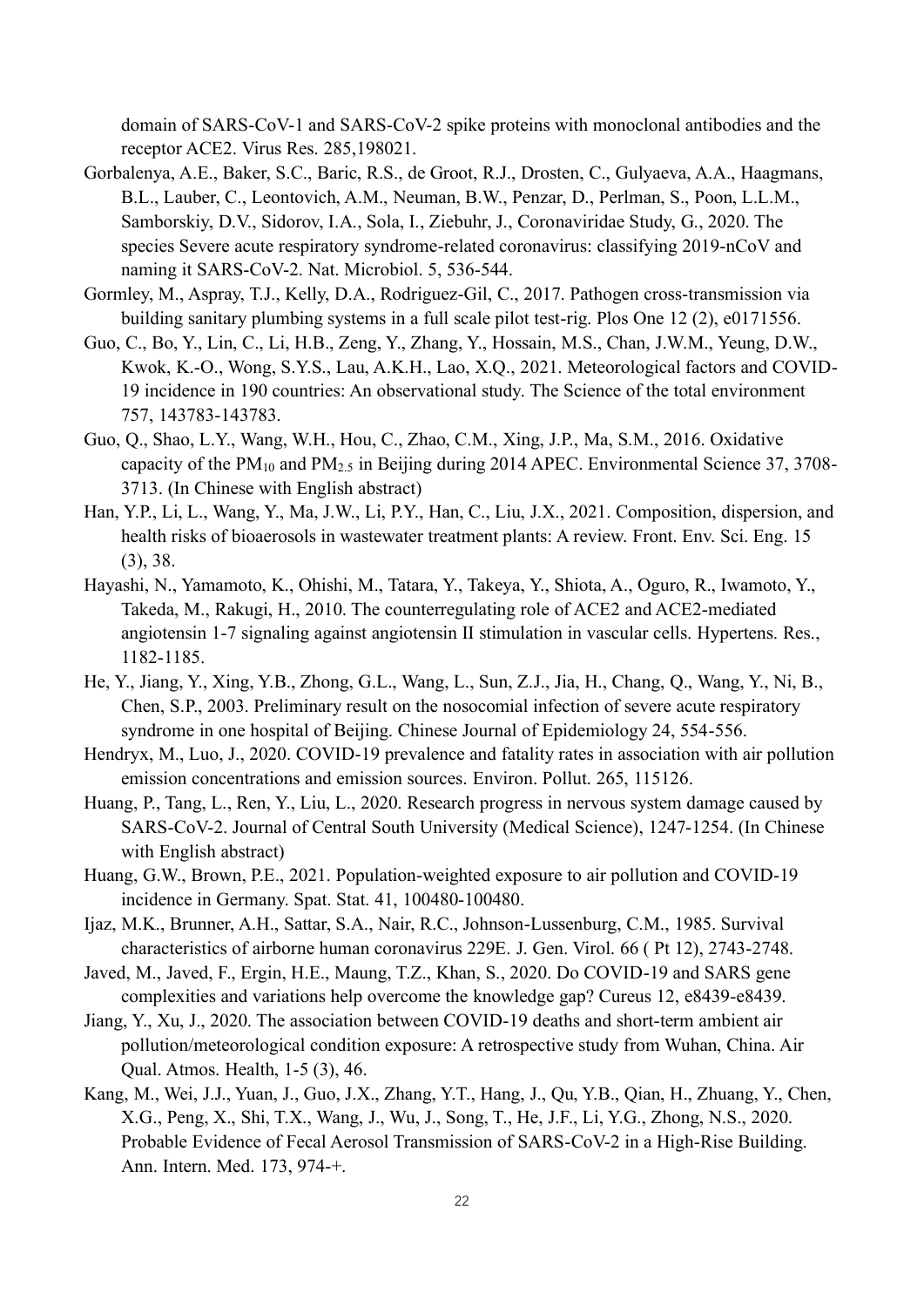domain of SARS-CoV-1 and SARS-CoV-2 spike proteins with monoclonal antibodies and the receptor ACE2. Virus Res. 285,198021.

Gorbalenya, A.E., Baker, S.C., Baric, R.S., de Groot, R.J., Drosten, C., Gulyaeva, A.A., Haagmans, B.L., Lauber, C., Leontovich, A.M., Neuman, B.W., Penzar, D., Perlman, S., Poon, L.L.M., Samborskiy, D.V., Sidorov, I.A., Sola, I., Ziebuhr, J., Coronaviridae Study, G., 2020. The species Severe acute respiratory syndrome-related coronavirus: classifying 2019-nCoV and naming it SARS-CoV-2. Nat. Microbiol. 5, 536-544.

Gormley, M., Aspray, T.J., Kelly, D.A., Rodriguez-Gil, C., 2017. Pathogen cross-transmission via building sanitary plumbing systems in a full scale pilot test-rig. Plos One 12 (2), e0171556.

Guo, C., Bo, Y., Lin, C., Li, H.B., Zeng, Y., Zhang, Y., Hossain, M.S., Chan, J.W.M., Yeung, D.W., Kwok, K.-O., Wong, S.Y.S., Lau, A.K.H., Lao, X.Q., 2021. Meteorological factors and COVID-19 incidence in 190 countries: An observational study. The Science of the total environment 757, 143783-143783.

Guo, Q., Shao, L.Y., Wang, W.H., Hou, C., Zhao, C.M., Xing, J.P., Ma, S.M., 2016. Oxidative capacity of the $PM_{10}$ and $PM_{2.5}$ in Beijing during 2014 APEC. Environmental Science 37, 3708-3713. (In Chinese with English abstract)

Han, Y.P., Li, L., Wang, Y., Ma, J.W., Li, P.Y., Han, C., Liu, J.X., 2021. Composition, dispersion, and health risks of bioaerosols in wastewater treatment plants: A review. Front. Env. Sci. Eng. 15 (3), 38.

Hayashi, N., Yamamoto, K., Ohishi, M., Tatara, Y., Takeya, Y., Shiota, A., Oguro, R., Iwamoto, Y., Takeda, M., Rakugi, H., 2010. The counterregulating role of ACE2 and ACE2-mediated angiotensin 1-7 signaling against angiotensin II stimulation in vascular cells. Hypertens. Res., 1182-1185.

He, Y., Jiang, Y., Xing, Y.B., Zhong, G.L., Wang, L., Sun, Z.J., Jia, H., Chang, Q., Wang, Y., Ni, B., Chen, S.P., 2003. Preliminary result on the nosocomial infection of severe acute respiratory syndrome in one hospital of Beijing. Chinese Journal of Epidemiology 24, 554-556.

Hendryx, M., Luo, J., 2020. COVID-19 prevalence and fatality rates in association with air pollution emission concentrations and emission sources. Environ. Pollut. 265, 115126.

Huang, P., Tang, L., Ren, Y., Liu, L., 2020. Research progress in nervous system damage caused by SARS-CoV-2. Journal of Central South University (Medical Science), 1247-1254. (In Chinese with English abstract)

Huang, G.W., Brown, P.E., 2021. Population-weighted exposure to air pollution and COVID-19 incidence in Germany. Spat. Stat. 41, 100480-100480.

Ijaz, M.K., Brunner, A.H., Sattar, S.A., Nair, R.C., Johnson-Lussenburg, C.M., 1985. Survival characteristics of airborne human coronavirus 229E. J. Gen. Virol. 66 ( Pt 12), 2743-2748.

Javed, M., Javed, F., Ergin, H.E., Maung, T.Z., Khan, S., 2020. Do COVID-19 and SARS gene complexities and variations help overcome the knowledge gap? Cureus 12, e8439-e8439.

Jiang, Y., Xu, J., 2020. The association between COVID-19 deaths and short-term ambient air pollution/meteorological condition exposure: A retrospective study from Wuhan, China. Air Qual. Atmos. Health, 1-5 (3), 46.

Kang, M., Wei, J.J., Yuan, J., Guo, J.X., Zhang, Y.T., Hang, J., Qu, Y.B., Qian, H., Zhuang, Y., Chen, X.G., Peng, X., Shi, T.X., Wang, J., Wu, J., Song, T., He, J.F., Li, Y.G., Zhong, N.S., 2020. Probable Evidence of Fecal Aerosol Transmission of SARS-CoV-2 in a High-Rise Building. Ann. Intern. Med. 173, 974-+.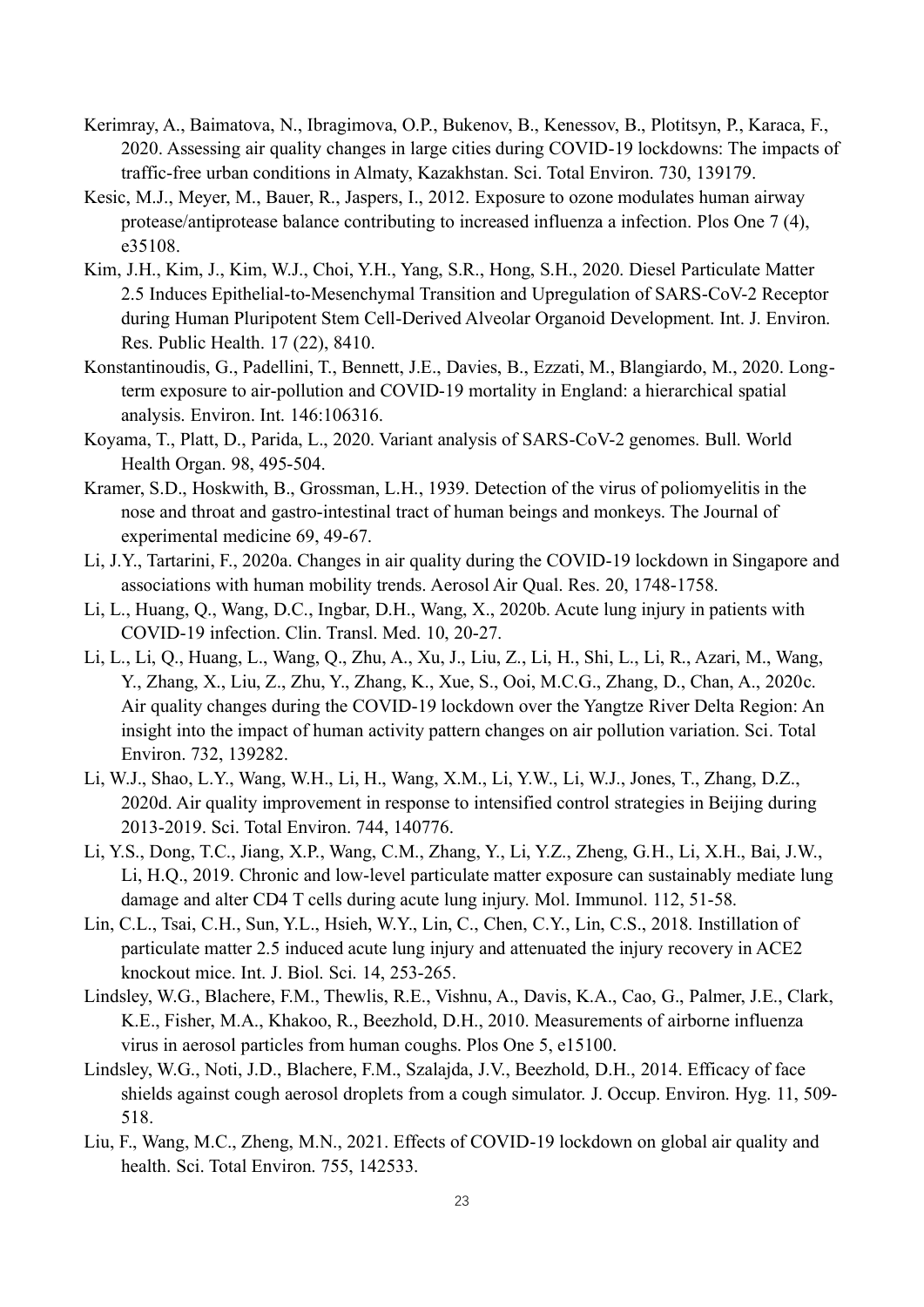Kerimray, A., Baimatova, N., Ibragimova, O.P., Bukenov, B., Kenessov, B., Plotitsyn, P., Karaca, F., 2020. Assessing air quality changes in large cities during COVID-19 lockdowns: The impacts of traffic-free urban conditions in Almaty, Kazakhstan. Sci. Total Environ. 730, 139179.

Kesic, M.J., Meyer, M., Bauer, R., Jaspers, I., 2012. Exposure to ozone modulates human airway protease/antiprotease balance contributing to increased influenza a infection. Plos One 7 (4), e35108.

Kim, J.H., Kim, J., Kim, W.J., Choi, Y.H., Yang, S.R., Hong, S.H., 2020. Diesel Particulate Matter 2.5 Induces Epithelial-to-Mesenchymal Transition and Upregulation of SARS-CoV-2 Receptor during Human Pluripotent Stem Cell-Derived Alveolar Organoid Development. Int. J. Environ. Res. Public Health. 17 (22), 8410.

Konstantinoudis, G., Padellini, T., Bennett, J.E., Davies, B., Ezzati, M., Blangiardo, M., 2020. Long-term exposure to air-pollution and COVID-19 mortality in England: a hierarchical spatial analysis. Environ. Int. 146:106316.

Koyama, T., Platt, D., Parida, L., 2020. Variant analysis of SARS-CoV-2 genomes. Bull. World Health Organ. 98, 495-504.

Kramer, S.D., Hoskwith, B., Grossman, L.H., 1939. Detection of the virus of poliomyelitis in the nose and throat and gastro-intestinal tract of human beings and monkeys. The Journal of experimental medicine 69, 49-67.

Li, J.Y., Tartarini, F., 2020a. Changes in air quality during the COVID-19 lockdown in Singapore and associations with human mobility trends. Aerosol Air Qual. Res. 20, 1748-1758.

Li, L., Huang, Q., Wang, D.C., Ingbar, D.H., Wang, X., 2020b. Acute lung injury in patients with COVID-19 infection. Clin. Transl. Med. 10, 20-27.

Li, L., Li, Q., Huang, L., Wang, Q., Zhu, A., Xu, J., Liu, Z., Li, H., Shi, L., Li, R., Azari, M., Wang, Y., Zhang, X., Liu, Z., Zhu, Y., Zhang, K., Xue, S., Ooi, M.C.G., Zhang, D., Chan, A., 2020c. Air quality changes during the COVID-19 lockdown over the Yangtze River Delta Region: An insight into the impact of human activity pattern changes on air pollution variation. Sci. Total Environ. 732, 139282.

Li, W.J., Shao, L.Y., Wang, W.H., Li, H., Wang, X.M., Li, Y.W., Li, W.J., Jones, T., Zhang, D.Z., 2020d. Air quality improvement in response to intensified control strategies in Beijing during 2013-2019. Sci. Total Environ. 744, 140776.

Li, Y.S., Dong, T.C., Jiang, X.P., Wang, C.M., Zhang, Y., Li, Y.Z., Zheng, G.H., Li, X.H., Bai, J.W., Li, H.Q., 2019. Chronic and low-level particulate matter exposure can sustainably mediate lung damage and alter CD4 T cells during acute lung injury. Mol. Immunol. 112, 51-58.

Lin, C.L., Tsai, C.H., Sun, Y.L., Hsieh, W.Y., Lin, C., Chen, C.Y., Lin, C.S., 2018. Instillation of particulate matter 2.5 induced acute lung injury and attenuated the injury recovery in ACE2 knockout mice. Int. J. Biol. Sci. 14, 253-265.

Lindsley, W.G., Blachere, F.M., Thewlis, R.E., Vishnu, A., Davis, K.A., Cao, G., Palmer, J.E., Clark, K.E., Fisher, M.A., Khakoo, R., Beezhold, D.H., 2010. Measurements of airborne influenza virus in aerosol particles from human coughs. Plos One 5, e15100.

Lindsley, W.G., Noti, J.D., Blachere, F.M., Szalajda, J.V., Beezhold, D.H., 2014. Efficacy of face shields against cough aerosol droplets from a cough simulator. J. Occup. Environ. Hyg. 11, 509-518.

Liu, F., Wang, M.C., Zheng, M.N., 2021. Effects of COVID-19 lockdown on global air quality and health. Sci. Total Environ. 755, 142533.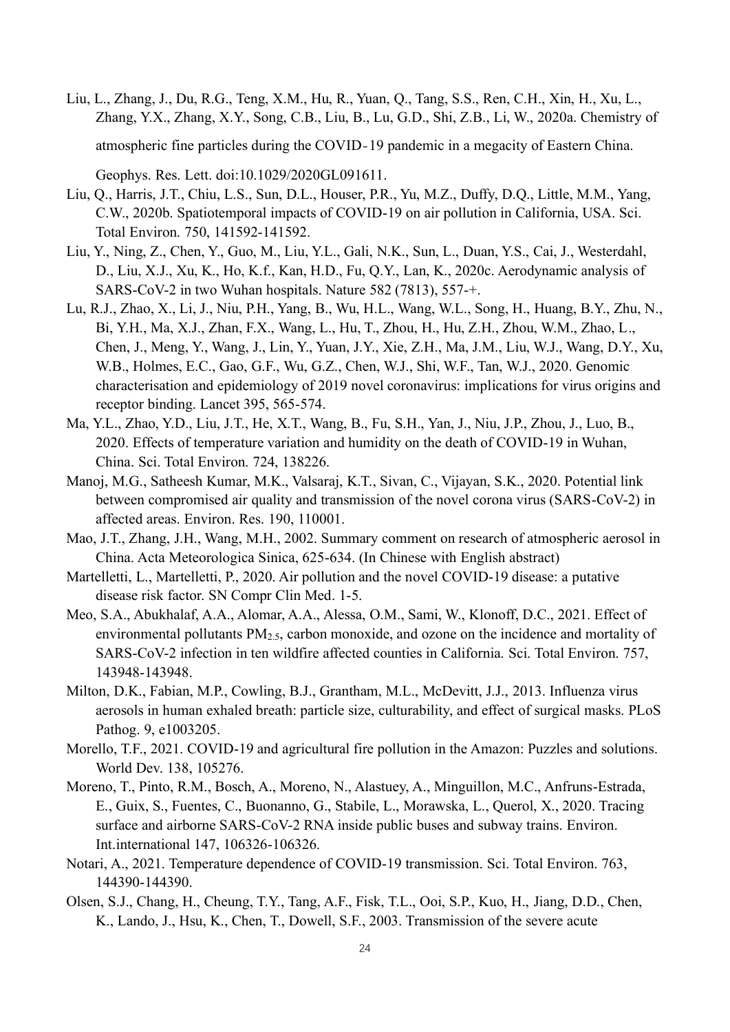Liu, L., Zhang, J., Du, R.G., Teng, X.M., Hu, R., Yuan, Q., Tang, S.S., Ren, C.H., Xin, H., Xu, L., Zhang, Y.X., Zhang, X.Y., Song, C.B., Liu, B., Lu, G.D., Shi, Z.B., Li, W., 2020a. Chemistry of atmospheric fine particles during the COVID-19 pandemic in a megacity of Eastern China. Geophys. Res. Lett. doi:10.1029/2020GL091611.

Liu, Q., Harris, J.T., Chiu, L.S., Sun, D.L., Houser, P.R., Yu, M.Z., Duffy, D.Q., Little, M.M., Yang, C.W., 2020b. Spatiotemporal impacts of COVID-19 on air pollution in California, USA. Sci. Total Environ. 750, 141592-141592.

Liu, Y., Ning, Z., Chen, Y., Guo, M., Liu, Y.L., Gali, N.K., Sun, L., Duan, Y.S., Cai, J., Westerdahl, D., Liu, X.J., Xu, K., Ho, K.f., Kan, H.D., Fu, Q.Y., Lan, K., 2020c. Aerodynamic analysis of SARS-CoV-2 in two Wuhan hospitals. Nature 582 (7813), 557-+.

Lu, R.J., Zhao, X., Li, J., Niu, P.H., Yang, B., Wu, H.L., Wang, W.L., Song, H., Huang, B.Y., Zhu, N., Bi, Y.H., Ma, X.J., Zhan, F.X., Wang, L., Hu, T., Zhou, H., Hu, Z.H., Zhou, W.M., Zhao, L., Chen, J., Meng, Y., Wang, J., Lin, Y., Yuan, J.Y., Xie, Z.H., Ma, J.M., Liu, W.J., Wang, D.Y., Xu, W.B., Holmes, E.C., Gao, G.F., Wu, G.Z., Chen, W.J., Shi, W.F., Tan, W.J., 2020. Genomic characterisation and epidemiology of 2019 novel coronavirus: implications for virus origins and receptor binding. Lancet 395, 565-574.

Ma, Y.L., Zhao, Y.D., Liu, J.T., He, X.T., Wang, B., Fu, S.H., Yan, J., Niu, J.P., Zhou, J., Luo, B., 2020. Effects of temperature variation and humidity on the death of COVID-19 in Wuhan, China. Sci. Total Environ. 724, 138226.

Manoj, M.G., Satheesh Kumar, M.K., Valsaraj, K.T., Sivan, C., Vijayan, S.K., 2020. Potential link between compromised air quality and transmission of the novel corona virus (SARS-CoV-2) in affected areas. Environ. Res. 190, 110001.

Mao, J.T., Zhang, J.H., Wang, M.H., 2002. Summary comment on research of atmospheric aerosol in China. Acta Meteorologica Sinica, 625-634. (In Chinese with English abstract)

Martelletti, L., Martelletti, P., 2020. Air pollution and the novel COVID-19 disease: a putative disease risk factor. SN Compr Clin Med. 1-5.

Meo, S.A., Abukhalaf, A.A., Alomar, A.A., Alessa, O.M., Sami, W., Klonoff, D.C., 2021. Effect of environmental pollutants $PM_{2.5}$, carbon monoxide, and ozone on the incidence and mortality of SARS-CoV-2 infection in ten wildfire affected counties in California. Sci. Total Environ. 757, 143948-143948.

Milton, D.K., Fabian, M.P., Cowling, B.J., Grantham, M.L., McDevitt, J.J., 2013. Influenza virus aerosols in human exhaled breath: particle size, culturability, and effect of surgical masks. PLoS Pathog. 9, e1003205.

Morello, T.F., 2021. COVID-19 and agricultural fire pollution in the Amazon: Puzzles and solutions. World Dev. 138, 105276.

Moreno, T., Pinto, R.M., Bosch, A., Moreno, N., Alastuey, A., Minguillon, M.C., Anfruns-Estrada, E., Guix, S., Fuentes, C., Buonanno, G., Stabile, L., Morawska, L., Querol, X., 2020. Tracing surface and airborne SARS-CoV-2 RNA inside public buses and subway trains. Environ. Int.international 147, 106326-106326.

Notari, A., 2021. Temperature dependence of COVID-19 transmission. Sci. Total Environ. 763, 144390-144390.

Olsen, S.J., Chang, H., Cheung, T.Y., Tang, A.F., Fisk, T.L., Ooi, S.P., Kuo, H., Jiang, D.D., Chen, K., Lando, J., Hsu, K., Chen, T., Dowell, S.F., 2003. Transmission of the severe acute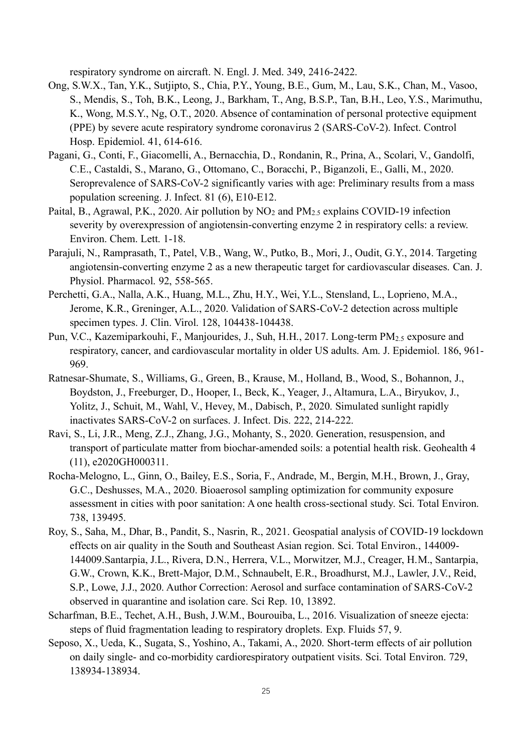respiratory syndrome on aircraft. N. Engl. J. Med. 349, 2416-2422.

Ong, S.W.X., Tan, Y.K., Sutjipto, S., Chia, P.Y., Young, B.E., Gum, M., Lau, S.K., Chan, M., Vasoo, S., Mendis, S., Toh, B.K., Leong, J., Barkham, T., Ang, B.S.P., Tan, B.H., Leo, Y.S., Marimuthu, K., Wong, M.S.Y., Ng, O.T., 2020. Absence of contamination of personal protective equipment (PPE) by severe acute respiratory syndrome coronavirus 2 (SARS-CoV-2). Infect. Control Hosp. Epidemiol. 41, 614-616.

Pagani, G., Conti, F., Giacomelli, A., Bernacchia, D., Rondanin, R., Prina, A., Scolari, V., Gandolfi, C.E., Castaldi, S., Marano, G., Ottomano, C., Boracchi, P., Biganzoli, E., Galli, M., 2020. Seroprevalence of SARS-CoV-2 significantly varies with age: Preliminary results from a mass population screening. J. Infect. 81 (6), E10-E12.

Paital, B., Agrawal, P.K., 2020. Air pollution by $NO_2$ and $PM_{2.5}$ explains COVID-19 infection severity by overexpression of angiotensin-converting enzyme 2 in respiratory cells: a review. Environ. Chem. Lett. 1-18.

Parajuli, N., Ramprasath, T., Patel, V.B., Wang, W., Putko, B., Mori, J., Oudit, G.Y., 2014. Targeting angiotensin-converting enzyme 2 as a new therapeutic target for cardiovascular diseases. Can. J. Physiol. Pharmacol. 92, 558-565.

Perchetti, G.A., Nalla, A.K., Huang, M.L., Zhu, H.Y., Wei, Y.L., Stensland, L., Loprieno, M.A., Jerome, K.R., Greninger, A.L., 2020. Validation of SARS-CoV-2 detection across multiple specimen types. J. Clin. Virol. 128, 104438-104438.

Pun, V.C., Kazemiparkouhi, F., Manjourides, J., Suh, H.H., 2017. Long-term $PM_{2.5}$ exposure and respiratory, cancer, and cardiovascular mortality in older US adults. Am. J. Epidemiol. 186, 961-969.

Ratnesar-Shumate, S., Williams, G., Green, B., Krause, M., Holland, B., Wood, S., Bohannon, J., Boydston, J., Freeburger, D., Hooper, I., Beck, K., Yeager, J., Altamura, L.A., Biryukov, J., Yolitz, J., Schuit, M., Wahl, V., Hevey, M., Dabisch, P., 2020. Simulated sunlight rapidly inactivates SARS-CoV-2 on surfaces. J. Infect. Dis. 222, 214-222.

Ravi, S., Li, J.R., Meng, Z.J., Zhang, J.G., Mohanty, S., 2020. Generation, resuspension, and transport of particulate matter from biochar-amended soils: a potential health risk. Geohealth 4 (11), e2020GH000311.

Rocha-Melogno, L., Ginn, O., Bailey, E.S., Soria, F., Andrade, M., Bergin, M.H., Brown, J., Gray, G.C., Deshusses, M.A., 2020. Bioaerosol sampling optimization for community exposure assessment in cities with poor sanitation: A one health cross-sectional study. Sci. Total Environ. 738, 139495.

Roy, S., Saha, M., Dhar, B., Pandit, S., Nasrin, R., 2021. Geospatial analysis of COVID-19 lockdown effects on air quality in the South and Southeast Asian region. Sci. Total Environ., 144009-144009.Santarpia, J.L., Rivera, D.N., Herrera, V.L., Morwitzer, M.J., Creager, H.M., Santarpia, G.W., Crown, K.K., Brett-Major, D.M., Schnaubelt, E.R., Broadhurst, M.J., Lawler, J.V., Reid, S.P., Lowe, J.J., 2020. Author Correction: Aerosol and surface contamination of SARS-CoV-2 observed in quarantine and isolation care. Sci Rep. 10, 13892.

Scharfman, B.E., Techet, A.H., Bush, J.W.M., Bourouiba, L., 2016. Visualization of sneeze ejecta: steps of fluid fragmentation leading to respiratory droplets. Exp. Fluids 57, 9.

Seposo, X., Ueda, K., Sugata, S., Yoshino, A., Takami, A., 2020. Short-term effects of air pollution on daily single- and co-morbidity cardiorespiratory outpatient visits. Sci. Total Environ. 729, 138934-138934.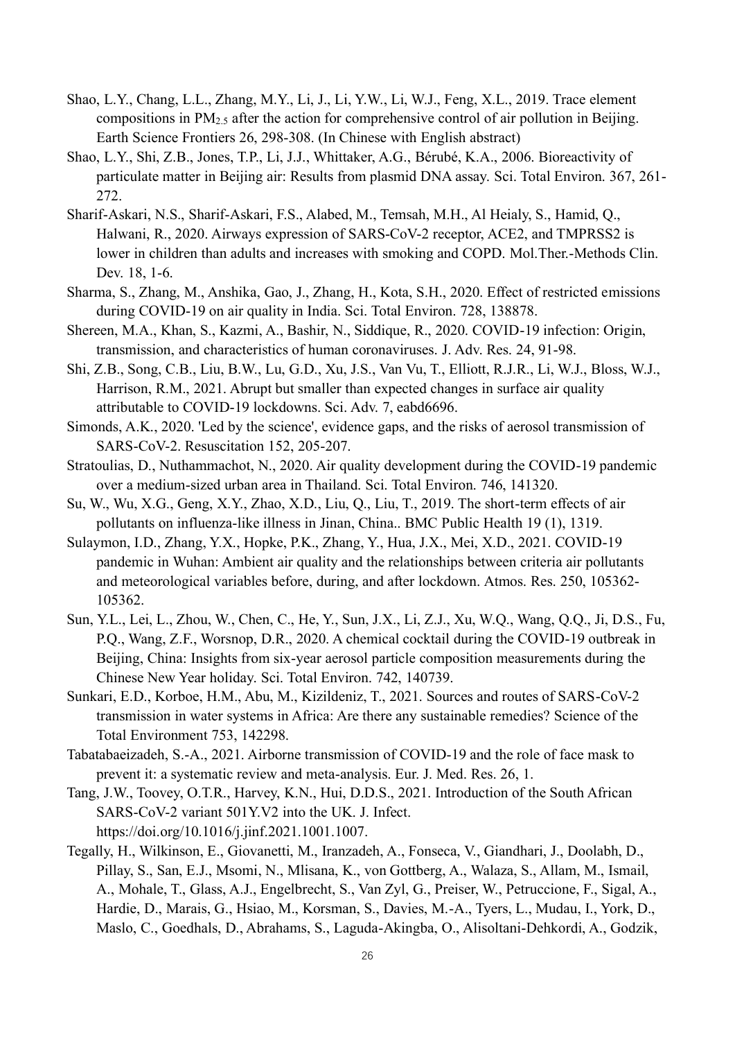Shao, L.Y., Chang, L.L., Zhang, M.Y., Li, J., Li, Y.W., Li, W.J., Feng, X.L., 2019. Trace element compositions in $PM_{2.5}$ after the action for comprehensive control of air pollution in Beijing. Earth Science Frontiers 26, 298-308. (In Chinese with English abstract)

Shao, L.Y., Shi, Z.B., Jones, T.P., Li, J.J., Whittaker, A.G., Bérubé, K.A., 2006. Bioreactivity of particulate matter in Beijing air: Results from plasmid DNA assay. Sci. Total Environ. 367, 261-272.

Sharif-Askari, N.S., Sharif-Askari, F.S., Alabed, M., Temsah, M.H., Al Heialy, S., Hamid, Q., Halwani, R., 2020. Airways expression of SARS-CoV-2 receptor, ACE2, and TMPRSS2 is lower in children than adults and increases with smoking and COPD. Mol.Ther.-Methods Clin. Dev. 18, 1-6.

Sharma, S., Zhang, M., Anshika, Gao, J., Zhang, H., Kota, S.H., 2020. Effect of restricted emissions during COVID-19 on air quality in India. Sci. Total Environ. 728, 138878.

Shereen, M.A., Khan, S., Kazmi, A., Bashir, N., Siddique, R., 2020. COVID-19 infection: Origin, transmission, and characteristics of human coronaviruses. J. Adv. Res. 24, 91-98.

Shi, Z.B., Song, C.B., Liu, B.W., Lu, G.D., Xu, J.S., Van Vu, T., Elliott, R.J.R., Li, W.J., Bloss, W.J., Harrison, R.M., 2021. Abrupt but smaller than expected changes in surface air quality attributable to COVID-19 lockdowns. Sci. Adv. 7, eabd6696.

Simonds, A.K., 2020. 'Led by the science', evidence gaps, and the risks of aerosol transmission of SARS-CoV-2. Resuscitation 152, 205-207.

Stratoulias, D., Nuthammachot, N., 2020. Air quality development during the COVID-19 pandemic over a medium-sized urban area in Thailand. Sci. Total Environ. 746, 141320.

Su, W., Wu, X.G., Geng, X.Y., Zhao, X.D., Liu, Q., Liu, T., 2019. The short-term effects of air pollutants on influenza-like illness in Jinan, China.. BMC Public Health 19 (1), 1319.

Sulaymon, I.D., Zhang, Y.X., Hopke, P.K., Zhang, Y., Hua, J.X., Mei, X.D., 2021. COVID-19 pandemic in Wuhan: Ambient air quality and the relationships between criteria air pollutants and meteorological variables before, during, and after lockdown. Atmos. Res. 250, 105362-105362.

Sun, Y.L., Lei, L., Zhou, W., Chen, C., He, Y., Sun, J.X., Li, Z.J., Xu, W.Q., Wang, Q.Q., Ji, D.S., Fu, P.Q., Wang, Z.F., Worsnop, D.R., 2020. A chemical cocktail during the COVID-19 outbreak in Beijing, China: Insights from six-year aerosol particle composition measurements during the Chinese New Year holiday. Sci. Total Environ. 742, 140739.

Sunkari, E.D., Korboe, H.M., Abu, M., Kizildeniz, T., 2021. Sources and routes of SARS-CoV-2 transmission in water systems in Africa: Are there any sustainable remedies? Science of the Total Environment 753, 142298.

Tabatabaeizadeh, S.-A., 2021. Airborne transmission of COVID-19 and the role of face mask to prevent it: a systematic review and meta-analysis. Eur. J. Med. Res. 26, 1.

Tang, J.W., Toovey, O.T.R., Harvey, K.N., Hui, D.D.S., 2021. Introduction of the South African SARS-CoV-2 variant 501Y.V2 into the UK. J. Infect. https://doi.org/10.1016/j.jinf.2021.1001.1007.

Tegally, H., Wilkinson, E., Giovanetti, M., Iranzadeh, A., Fonseca, V., Giandhari, J., Doolabh, D., Pillay, S., San, E.J., Msomi, N., Mlisana, K., von Gottberg, A., Walaza, S., Allam, M., Ismail, A., Mohale, T., Glass, A.J., Engelbrecht, S., Van Zyl, G., Preiser, W., Petruccione, F., Sigal, A., Hardie, D., Marais, G., Hsiao, M., Korsman, S., Davies, M.-A., Tyers, L., Mudau, I., York, D., Maslo, C., Goedhals, D., Abrahams, S., Laguda-Akingba, O., Alisoltani-Dehkordi, A., Godzik,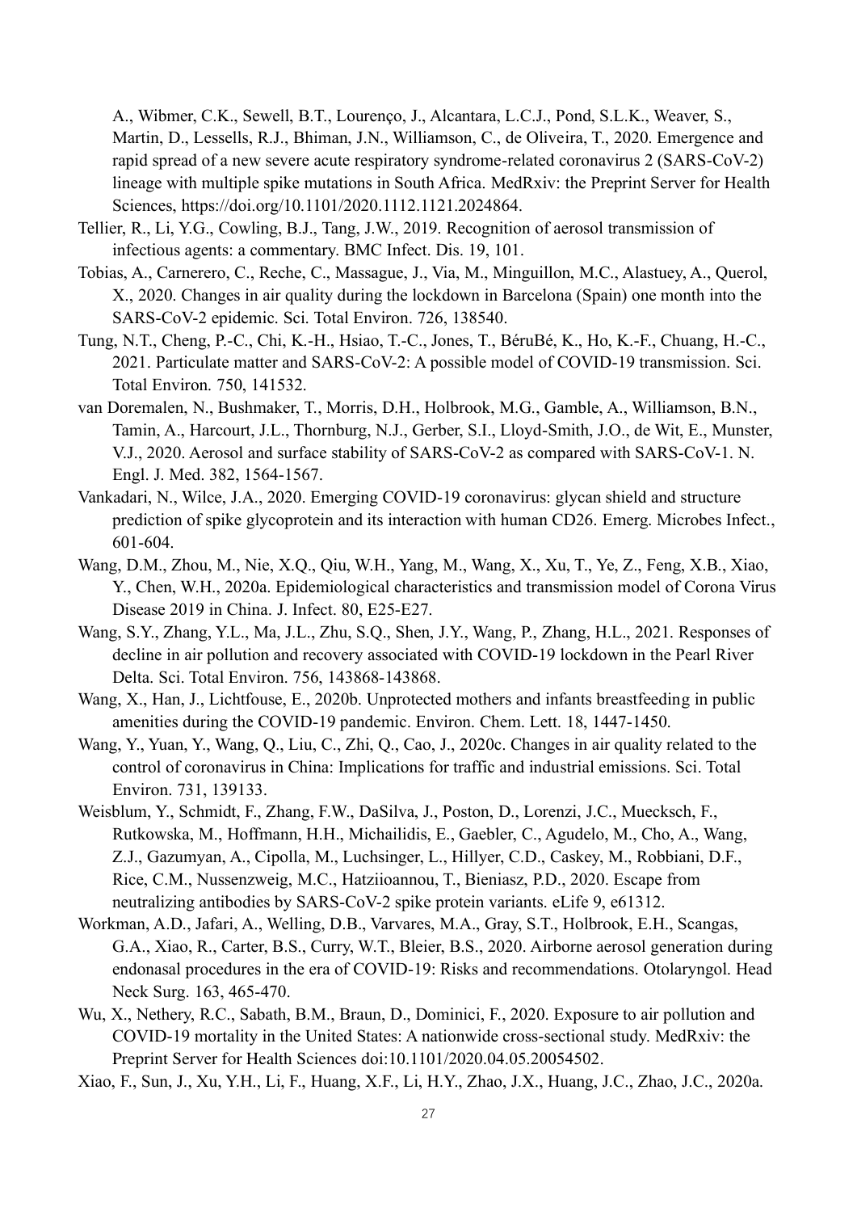A., Wibmer, C.K., Sewell, B.T., Lourenço, J., Alcantara, L.C.J., Pond, S.L.K., Weaver, S., Martin, D., Lessells, R.J., Bhiman, J.N., Williamson, C., de Oliveira, T., 2020. Emergence and rapid spread of a new severe acute respiratory syndrome-related coronavirus 2 (SARS-CoV-2) lineage with multiple spike mutations in South Africa. MedRxiv: the Preprint Server for Health Sciences, https://doi.org/10.1101/2020.1112.1121.2024864.

Tellier, R., Li, Y.G., Cowling, B.J., Tang, J.W., 2019. Recognition of aerosol transmission of infectious agents: a commentary. BMC Infect. Dis. 19, 101.

Tobias, A., Carnerero, C., Reche, C., Massague, J., Via, M., Minguillon, M.C., Alastuey, A., Querol, X., 2020. Changes in air quality during the lockdown in Barcelona (Spain) one month into the SARS-CoV-2 epidemic. Sci. Total Environ. 726, 138540.

Tung, N.T., Cheng, P.-C., Chi, K.-H., Hsiao, T.-C., Jones, T., BéruBé, K., Ho, K.-F., Chuang, H.-C., 2021. Particulate matter and SARS-CoV-2: A possible model of COVID-19 transmission. Sci. Total Environ. 750, 141532.

van Doremalen, N., Bushmaker, T., Morris, D.H., Holbrook, M.G., Gamble, A., Williamson, B.N., Tamin, A., Harcourt, J.L., Thornburg, N.J., Gerber, S.I., Lloyd-Smith, J.O., de Wit, E., Munster, V.J., 2020. Aerosol and surface stability of SARS-CoV-2 as compared with SARS-CoV-1. N. Engl. J. Med. 382, 1564-1567.

Vankadari, N., Wilce, J.A., 2020. Emerging COVID-19 coronavirus: glycan shield and structure prediction of spike glycoprotein and its interaction with human CD26. Emerg. Microbes Infect., 601-604.

Wang, D.M., Zhou, M., Nie, X.Q., Qiu, W.H., Yang, M., Wang, X., Xu, T., Ye, Z., Feng, X.B., Xiao, Y., Chen, W.H., 2020a. Epidemiological characteristics and transmission model of Corona Virus Disease 2019 in China. J. Infect. 80, E25-E27.

Wang, S.Y., Zhang, Y.L., Ma, J.L., Zhu, S.Q., Shen, J.Y., Wang, P., Zhang, H.L., 2021. Responses of decline in air pollution and recovery associated with COVID-19 lockdown in the Pearl River Delta. Sci. Total Environ. 756, 143868-143868.

Wang, X., Han, J., Lichtfouse, E., 2020b. Unprotected mothers and infants breastfeeding in public amenities during the COVID-19 pandemic. Environ. Chem. Lett. 18, 1447-1450.

Wang, Y., Yuan, Y., Wang, Q., Liu, C., Zhi, Q., Cao, J., 2020c. Changes in air quality related to the control of coronavirus in China: Implications for traffic and industrial emissions. Sci. Total Environ. 731, 139133.

Weisblum, Y., Schmidt, F., Zhang, F.W., DaSilva, J., Poston, D., Lorenzi, J.C., Muecksch, F., Rutkowska, M., Hoffmann, H.H., Michailidis, E., Gaebler, C., Agudelo, M., Cho, A., Wang, Z.J., Gazumyan, A., Cipolla, M., Luchsinger, L., Hillyer, C.D., Caskey, M., Robbiani, D.F., Rice, C.M., Nussenzweig, M.C., Hatziioannou, T., Bieniasz, P.D., 2020. Escape from neutralizing antibodies by SARS-CoV-2 spike protein variants. eLife 9, e61312.

Workman, A.D., Jafari, A., Welling, D.B., Varvares, M.A., Gray, S.T., Holbrook, E.H., Scangas, G.A., Xiao, R., Carter, B.S., Curry, W.T., Bleier, B.S., 2020. Airborne aerosol generation during endonasal procedures in the era of COVID-19: Risks and recommendations. Otolaryngol. Head Neck Surg. 163, 465-470.

Wu, X., Nethery, R.C., Sabath, B.M., Braun, D., Dominici, F., 2020. Exposure to air pollution and COVID-19 mortality in the United States: A nationwide cross-sectional study. MedRxiv: the Preprint Server for Health Sciences doi:10.1101/2020.04.05.20054502.

Xiao, F., Sun, J., Xu, Y.H., Li, F., Huang, X.F., Li, H.Y., Zhao, J.X., Huang, J.C., Zhao, J.C., 2020a.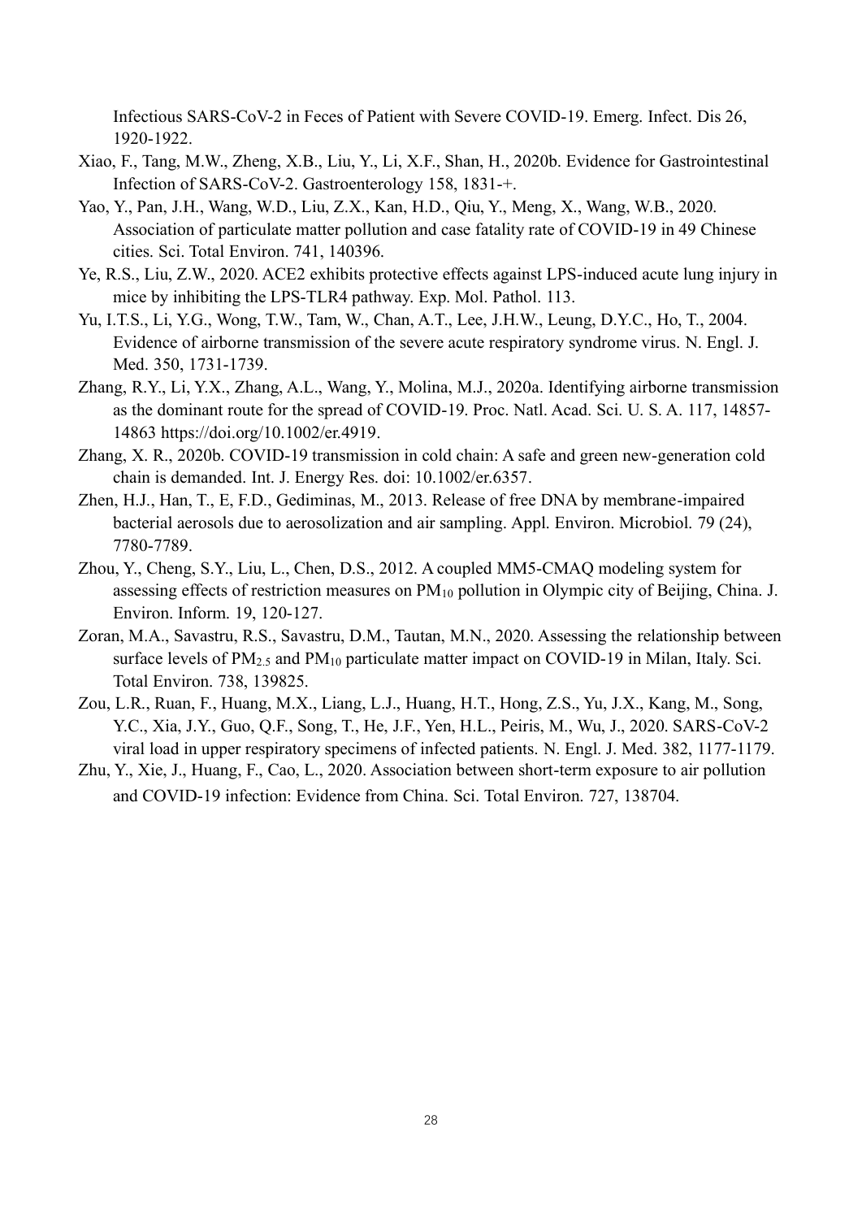Infectious SARS-CoV-2 in Feces of Patient with Severe COVID-19. Emerg. Infect. Dis 26, 1920-1922.

Xiao, F., Tang, M.W., Zheng, X.B., Liu, Y., Li, X.F., Shan, H., 2020b. Evidence for Gastrointestinal Infection of SARS-CoV-2. Gastroenterology 158, 1831-+.

Yao, Y., Pan, J.H., Wang, W.D., Liu, Z.X., Kan, H.D., Qiu, Y., Meng, X., Wang, W.B., 2020. Association of particulate matter pollution and case fatality rate of COVID-19 in 49 Chinese cities. Sci. Total Environ. 741, 140396.

Ye, R.S., Liu, Z.W., 2020. ACE2 exhibits protective effects against LPS-induced acute lung injury in mice by inhibiting the LPS-TLR4 pathway. Exp. Mol. Pathol. 113.

Yu, I.T.S., Li, Y.G., Wong, T.W., Tam, W., Chan, A.T., Lee, J.H.W., Leung, D.Y.C., Ho, T., 2004. Evidence of airborne transmission of the severe acute respiratory syndrome virus. N. Engl. J. Med. 350, 1731-1739.

Zhang, R.Y., Li, Y.X., Zhang, A.L., Wang, Y., Molina, M.J., 2020a. Identifying airborne transmission as the dominant route for the spread of COVID-19. Proc. Natl. Acad. Sci. U. S. A. 117, 14857-14863 https://doi.org/10.1002/er.4919.

Zhang, X. R., 2020b. COVID-19 transmission in cold chain: A safe and green new-generation cold chain is demanded. Int. J. Energy Res. doi: 10.1002/er.6357.

Zhen, H.J., Han, T., E, F.D., Gediminas, M., 2013. Release of free DNA by membrane-impaired bacterial aerosols due to aerosolization and air sampling. Appl. Environ. Microbiol. 79 (24), 7780-7789.

Zhou, Y., Cheng, S.Y., Liu, L., Chen, D.S., 2012. A coupled MM5-CMAQ modeling system for assessing effects of restriction measures on $PM_{10}$ pollution in Olympic city of Beijing, China. J. Environ. Inform. 19, 120-127.

Zoran, M.A., Savastru, R.S., Savastru, D.M., Tautan, M.N., 2020. Assessing the relationship between surface levels of $PM_{2.5}$ and $PM_{10}$ particulate matter impact on COVID-19 in Milan, Italy. Sci. Total Environ. 738, 139825.

Zou, L.R., Ruan, F., Huang, M.X., Liang, L.J., Huang, H.T., Hong, Z.S., Yu, J.X., Kang, M., Song, Y.C., Xia, J.Y., Guo, Q.F., Song, T., He, J.F., Yen, H.L., Peiris, M., Wu, J., 2020. SARS-CoV-2 viral load in upper respiratory specimens of infected patients. N. Engl. J. Med. 382, 1177-1179.

Zhu, Y., Xie, J., Huang, F., Cao, L., 2020. Association between short-term exposure to air pollution and COVID-19 infection: Evidence from China. Sci. Total Environ. 727, 138704.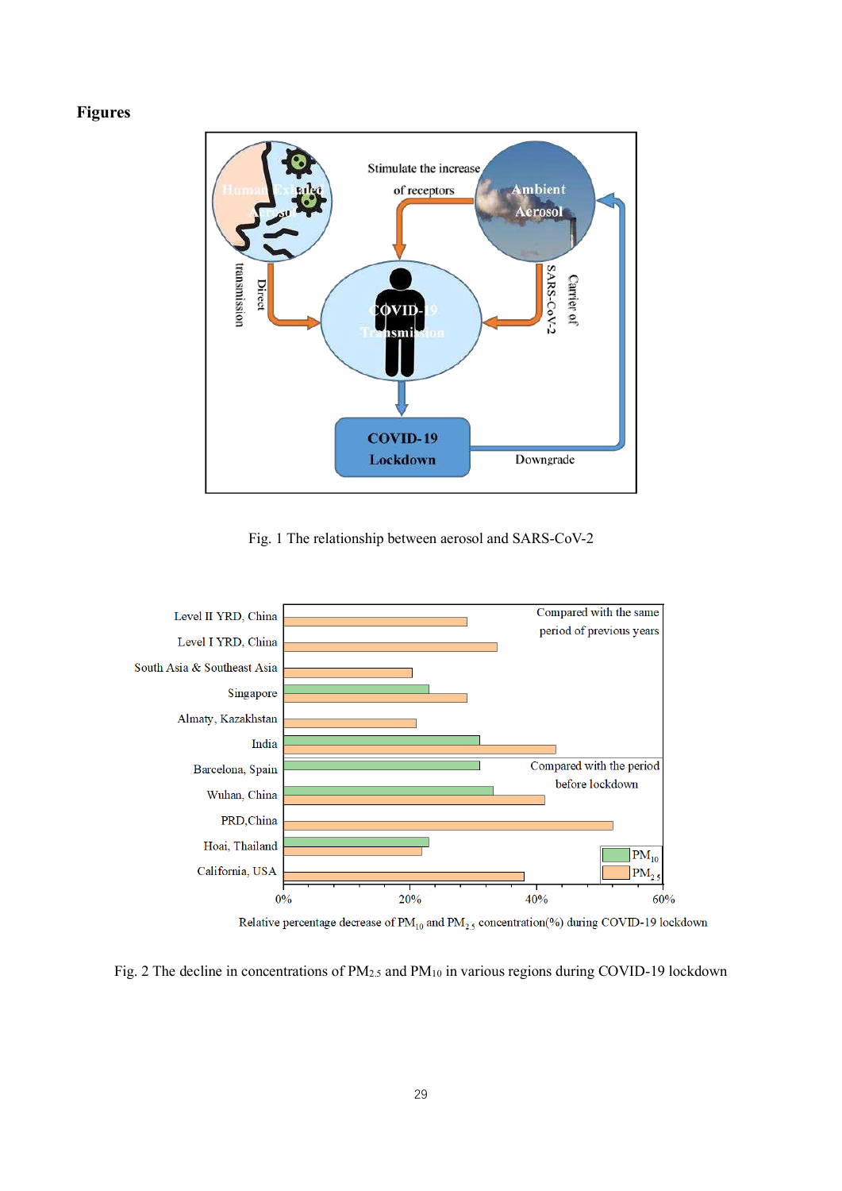**Figures**

Fig. 1 The relationship between aerosol and SARS-CoV-2

Fig. 2 The decline in concentrations of $PM_{2.5}$ and $PM_{10}$ in various regions during COVID-19 lockdown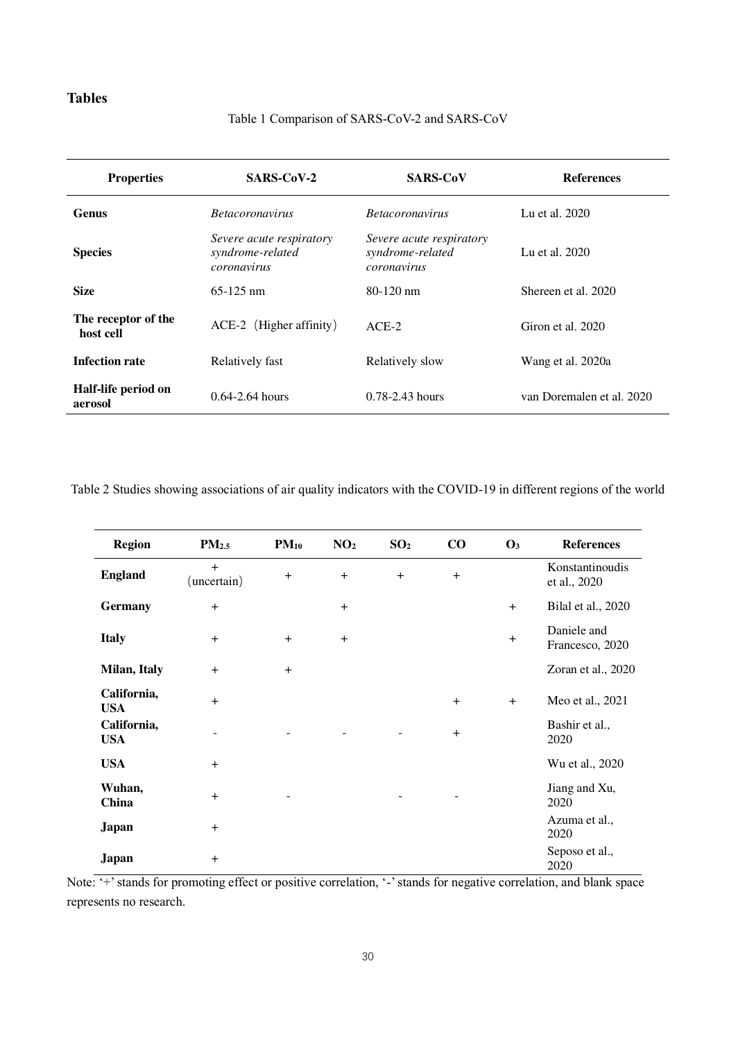## Tables

Table 1 Comparison of SARS-CoV-2 and SARS-CoV

| Properties | SARS-CoV-2 | SARS-CoV | References |
|---|---|---|---|
| **Genus** | *Betacoronavirus* | *Betacoronavirus* | Lu et al. 2020 |
| **Species** | *Severe acute respiratory syndrome-related coronavirus* | *Severe acute respiratory syndrome-related coronavirus* | Lu et al. 2020 |
| **Size** | 65-125 nm | 80-120 nm | Shereen et al. 2020 |
| **The receptor of the host cell** | ACE-2（Higher affinity） | ACE-2 | Giron et al. 2020 |
| **Infection rate** | Relatively fast | Relatively slow | Wang et al. 2020a |
| **Half-life period on aerosol** | 0.64-2.64 hours | 0.78-2.43 hours | van Doremalen et al. 2020 |

Table 2 Studies showing associations of air quality indicators with the COVID-19 in different regions of the world

| Region | $PM_{2.5}$ | $PM_{10}$ | $NO_2$ | $SO_2$ | CO | $O_3$ | References |
|---|---|---|---|---|---|---|---|
| **England** | + (uncertain) | + | + | + | + | | Konstantinoudis et al., 2020 |
| **Germany** | + | | + | | | + | Bilal et al., 2020 |
| **Italy** | + | + | + | | | + | Daniele and Francesco, 2020 |
| **Milan, Italy** | + | + | | | | | Zoran et al., 2020 |
| **California, USA** | + | | | | + | + | Meo et al., 2021 |
| **California, USA** | - | - | - | - | + | | Bashir et al., 2020 |
| **USA** | + | | | | | | Wu et al., 2020 |
| **Wuhan, China** | + | - | | - | - | | Jiang and Xu, 2020 |
| **Japan** | + | | | | | | Azuma et al., 2020 |
| **Japan** | + | | | | | | Seposo et al., 2020 |

Note: '+' stands for promoting effect or positive correlation, '-' stands for negative correlation, and blank space represents no research.